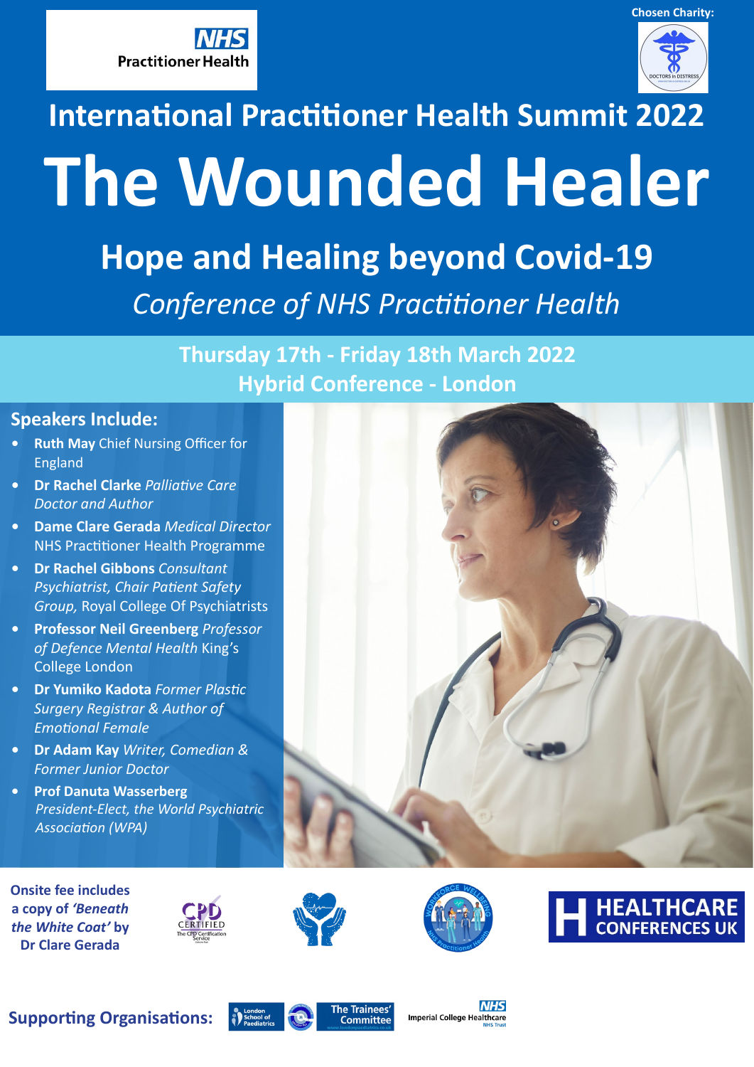NHS Practitioner Health

Chosen Charity: Doctors in Distress

## International Practitioner Health Summit 2022

# The Wounded Healer

## Hope and Healing beyond Covid-19

*Conference of NHS Practitioner Health*

**Thursday 17th - Friday 18th March 2022**
**Hybrid Conference - London**

### Speakers Include:

- **Ruth May** Chief Nursing Officer for England
- **Dr Rachel Clarke** *Palliative Care Doctor and Author*
- **Dame Clare Gerada** *Medical Director* NHS Practitioner Health Programme
- **Dr Rachel Gibbons** *Consultant Psychiatrist, Chair Patient Safety Group,* Royal College Of Psychiatrists
- **Professor Neil Greenberg** *Professor of Defence Mental Health* King's College London
- **Dr Yumiko Kadota** *Former Plastic Surgery Registrar & Author of Emotional Female*
- **Dr Adam Kay** *Writer, Comedian & Former Junior Doctor*
- **Prof Danuta Wasserberg** *President-Elect, the World Psychiatric Association (WPA)*

**Onsite fee includes a copy of *'Beneath the White Coat'* by Dr Clare Gerada**

CPD CERTIFIED The CPD Certification Service

Workforce Wellbeing NHS Practitioner Health

HEALTHCARE CONFERENCES UK

**Supporting Organisations:** London School of Paediatrics, The Trainees' Committee, NHS Imperial College Healthcare NHS Trust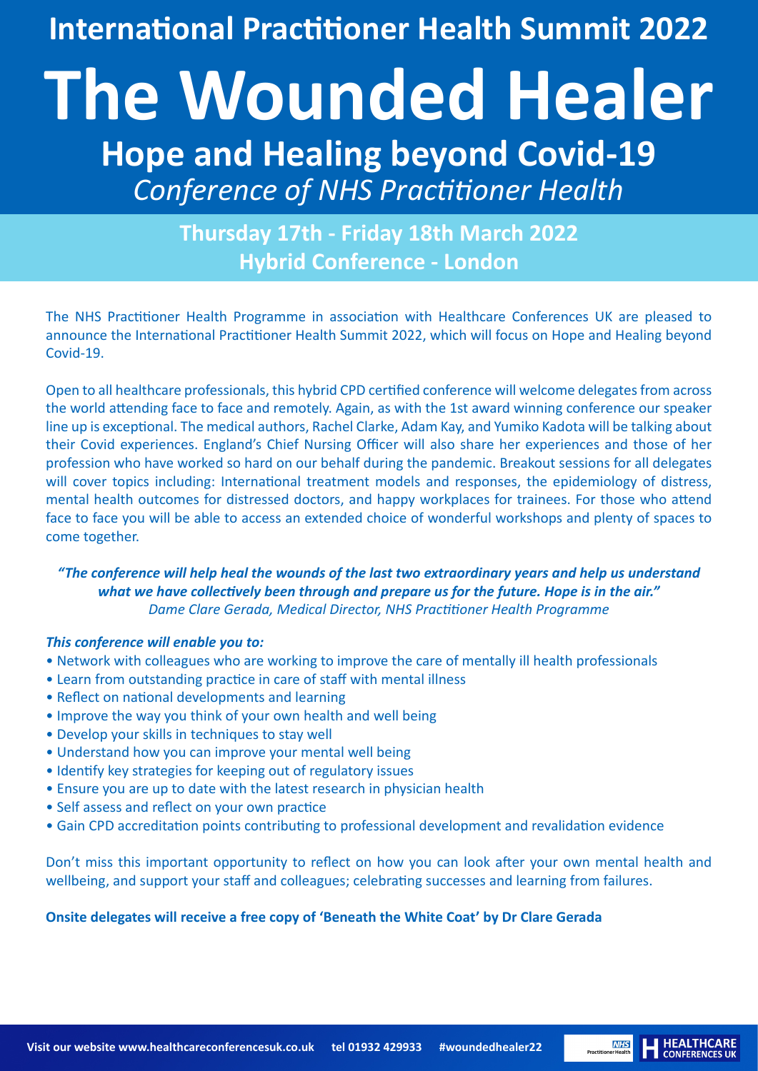## International Practitioner Health Summit 2022

# The Wounded Healer

## Hope and Healing beyond Covid-19

*Conference of NHS Practitioner Health*

**Thursday 17th - Friday 18th March 2022**
**Hybrid Conference - London**

The NHS Practitioner Health Programme in association with Healthcare Conferences UK are pleased to announce the International Practitioner Health Summit 2022, which will focus on Hope and Healing beyond Covid-19.

Open to all healthcare professionals, this hybrid CPD certified conference will welcome delegates from across the world attending face to face and remotely. Again, as with the 1st award winning conference our speaker line up is exceptional. The medical authors, Rachel Clarke, Adam Kay, and Yumiko Kadota will be talking about their Covid experiences. England's Chief Nursing Officer will also share her experiences and those of her profession who have worked so hard on our behalf during the pandemic. Breakout sessions for all delegates will cover topics including: International treatment models and responses, the epidemiology of distress, mental health outcomes for distressed doctors, and happy workplaces for trainees. For those who attend face to face you will be able to access an extended choice of wonderful workshops and plenty of spaces to come together.

***"The conference will help heal the wounds of the last two extraordinary years and help us understand what we have collectively been through and prepare us for the future. Hope is in the air."***
*Dame Clare Gerada, Medical Director, NHS Practitioner Health Programme*

***This conference will enable you to:***

- Network with colleagues who are working to improve the care of mentally ill health professionals
- Learn from outstanding practice in care of staff with mental illness
- Reflect on national developments and learning
- Improve the way you think of your own health and well being
- Develop your skills in techniques to stay well
- Understand how you can improve your mental well being
- Identify key strategies for keeping out of regulatory issues
- Ensure you are up to date with the latest research in physician health
- Self assess and reflect on your own practice
- Gain CPD accreditation points contributing to professional development and revalidation evidence

Don't miss this important opportunity to reflect on how you can look after your own mental health and wellbeing, and support your staff and colleagues; celebrating successes and learning from failures.

**Onsite delegates will receive a free copy of 'Beneath the White Coat' by Dr Clare Gerada**

**Visit our website www.healthcareconferencesuk.co.uk tel 01932 429933 #woundedhealer22**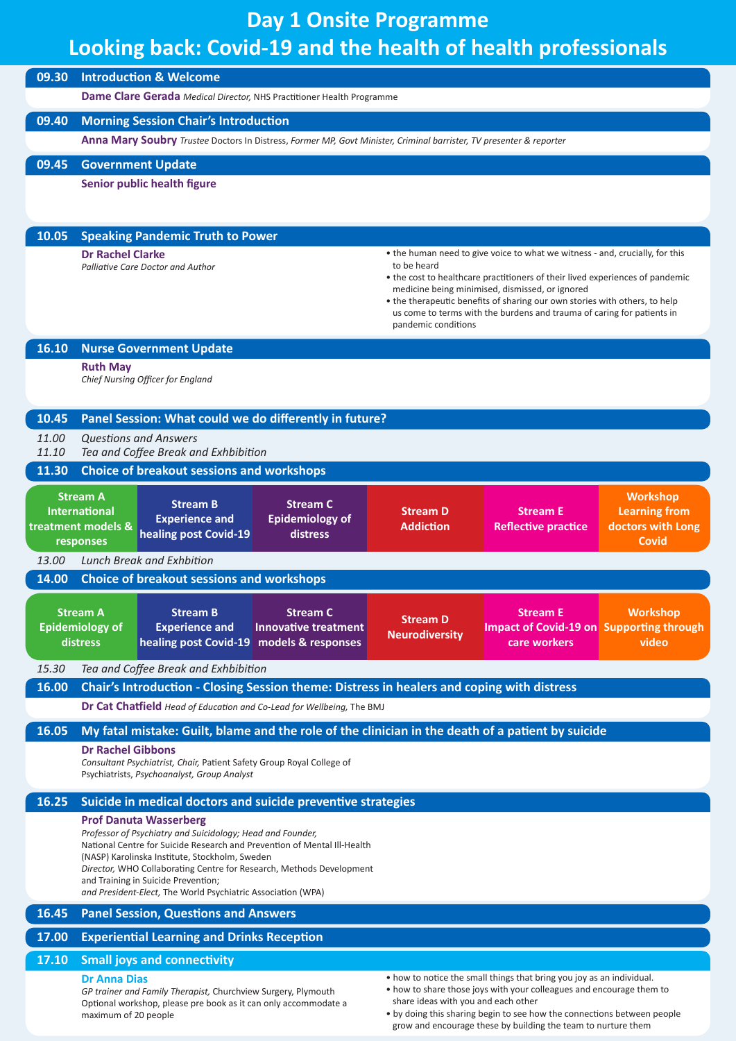# Day 1 Onsite Programme

# Looking back: Covid-19 and the health of health professionals

## 09.30 Introduction & Welcome

**Dame Clare Gerada** *Medical Director,* NHS Practitioner Health Programme

## 09.40 Morning Session Chair's Introduction

**Anna Mary Soubry** *Trustee* Doctors In Distress, *Former MP, Govt Minister, Criminal barrister, TV presenter & reporter*

## 09.45 Government Update

**Senior public health figure**

## 10.05 Speaking Pandemic Truth to Power

**Dr Rachel Clarke**
*Palliative Care Doctor and Author*

- the human need to give voice to what we witness - and, crucially, for this to be heard
- the cost to healthcare practitioners of their lived experiences of pandemic medicine being minimised, dismissed, or ignored
- the therapeutic benefits of sharing our own stories with others, to help us come to terms with the burdens and trauma of caring for patients in pandemic conditions

## 16.10 Nurse Government Update

**Ruth May**
*Chief Nursing Officer for England*

## 10.45 Panel Session: What could we do differently in future?

*11.00 Questions and Answers*

*11.10 Tea and Coffee Break and Exhbition*

## 11.30 Choice of breakout sessions and workshops

| Stream A | Stream B | Stream C | Stream D | Stream E | Workshop |
|---|---|---|---|---|---|
| International treatment models & responses | Experience and healing post Covid-19 | Epidemiology of distress | Addiction | Reflective practice | Learning from doctors with Long Covid |

*13.00 Lunch Break and Exhbition*

## 14.00 Choice of breakout sessions and workshops

| Stream A | Stream B | Stream C | Stream D | Stream E | Workshop |
|---|---|---|---|---|---|
| Epidemiology of distress | Experience and healing post Covid-19 | Innovative treatment models & responses | Neurodiversity | Impact of Covid-19 on care workers | Supporting through video |

*15.30 Tea and Coffee Break and Exhbition*

## 16.00 Chair's Introduction - Closing Session theme: Distress in healers and coping with distress

**Dr Cat Chatfield** *Head of Education and Co-Lead for Wellbeing,* The BMJ

## 16.05 My fatal mistake: Guilt, blame and the role of the clinician in the death of a patient by suicide

**Dr Rachel Gibbons**
*Consultant Psychiatrist, Chair,* Patient Safety Group Royal College of Psychiatrists, *Psychoanalyst, Group Analyst*

## 16.25 Suicide in medical doctors and suicide preventive strategies

**Prof Danuta Wasserberg**
*Professor of Psychiatry and Suicidology; Head and Founder,*
National Centre for Suicide Research and Prevention of Mental Ill-Health (NASP) Karolinska Institute, Stockholm, Sweden
*Director,* WHO Collaborating Centre for Research, Methods Development and Training in Suicide Prevention;
*and President-Elect,* The World Psychiatric Association (WPA)

## 16.45 Panel Session, Questions and Answers

## 17.00 Experiential Learning and Drinks Reception

## 17.10 Small joys and connectivity

**Dr Anna Dias**
*GP trainer and Family Therapist,* Churchview Surgery, Plymouth
Optional workshop, please pre book as it can only accommodate a maximum of 20 people

- how to notice the small things that bring you joy as an individual.
- how to share those joys with your colleagues and encourage them to share ideas with you and each other
- by doing this sharing begin to see how the connections between people grow and encourage these by building the team to nurture them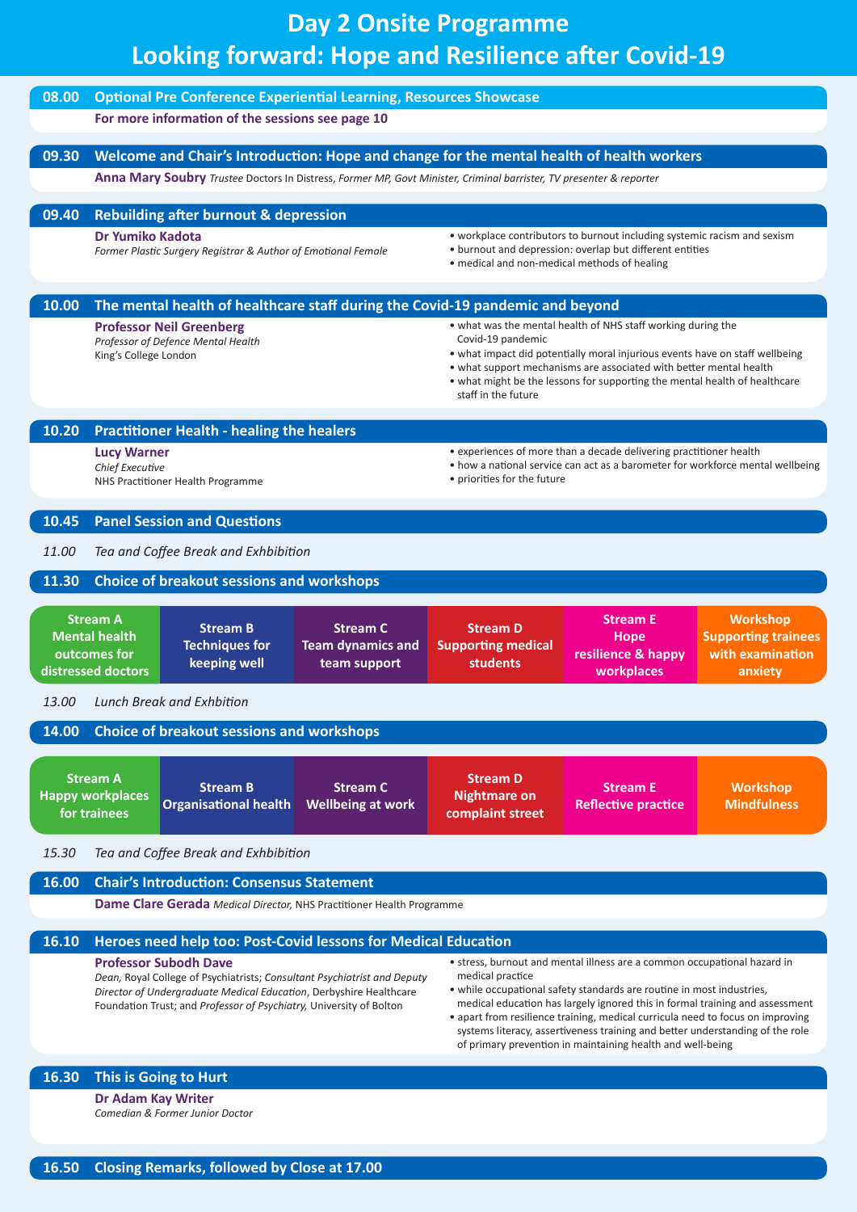# Day 2 Onsite Programme
# Looking forward: Hope and Resilience after Covid-19

## 08.00 Optional Pre Conference Experiential Learning, Resources Showcase

**For more information of the sessions see page 10**

## 09.30 Welcome and Chair's Introduction: Hope and change for the mental health of health workers

**Anna Mary Soubry** *Trustee* Doctors In Distress, *Former MP, Govt Minister, Criminal barrister, TV presenter & reporter*

## 09.40 Rebuilding after burnout & depression

**Dr Yumiko Kadota**
*Former Plastic Surgery Registrar & Author of Emotional Female*

- workplace contributors to burnout including systemic racism and sexism
- burnout and depression: overlap but different entities
- medical and non-medical methods of healing

## 10.00 The mental health of healthcare staff during the Covid-19 pandemic and beyond

**Professor Neil Greenberg**
*Professor of Defence Mental Health*
King's College London

- what was the mental health of NHS staff working during the Covid-19 pandemic
- what impact did potentially moral injurious events have on staff wellbeing
- what support mechanisms are associated with better mental health
- what might be the lessons for supporting the mental health of healthcare staff in the future

## 10.20 Practitioner Health - healing the healers

**Lucy Warner**
*Chief Executive*
NHS Practitioner Health Programme

- experiences of more than a decade delivering practitioner health
- how a national service can act as a barometer for workforce mental wellbeing
- priorities for the future

## 10.45 Panel Session and Questions

*11.00 Tea and Coffee Break and Exhbibition*

## 11.30 Choice of breakout sessions and workshops

| Stream A | Stream B | Stream C | Stream D | Stream E | Workshop |
|---|---|---|---|---|---|
| Mental health outcomes for distressed doctors | Techniques for keeping well | Team dynamics and team support | Supporting medical students | Hope resilience & happy workplaces | Supporting trainees with examination anxiety |

*13.00 Lunch Break and Exhbition*

## 14.00 Choice of breakout sessions and workshops

| Stream A | Stream B | Stream C | Stream D | Stream E | Workshop |
|---|---|---|---|---|---|
| Happy workplaces for trainees | Organisational health | Wellbeing at work | Nightmare on complaint street | Reflective practice | Mindfulness |

*15.30 Tea and Coffee Break and Exhbibition*

## 16.00 Chair's Introduction: Consensus Statement

**Dame Clare Gerada** *Medical Director,* NHS Practitioner Health Programme

## 16.10 Heroes need help too: Post-Covid lessons for Medical Education

**Professor Subodh Dave**
*Dean,* Royal College of Psychiatrists; *Consultant Psychiatrist and Deputy Director of Undergraduate Medical Education*, Derbyshire Healthcare Foundation Trust; and *Professor of Psychiatry,* University of Bolton

- stress, burnout and mental illness are a common occupational hazard in medical practice
- while occupational safety standards are routine in most industries, medical education has largely ignored this in formal training and assessment
- apart from resilience training, medical curricula need to focus on improving systems literacy, assertiveness training and better understanding of the role of primary prevention in maintaining health and well-being

## 16.30 This is Going to Hurt

**Dr Adam Kay Writer**
*Comedian & Former Junior Doctor*

## 16.50 Closing Remarks, followed by Close at 17.00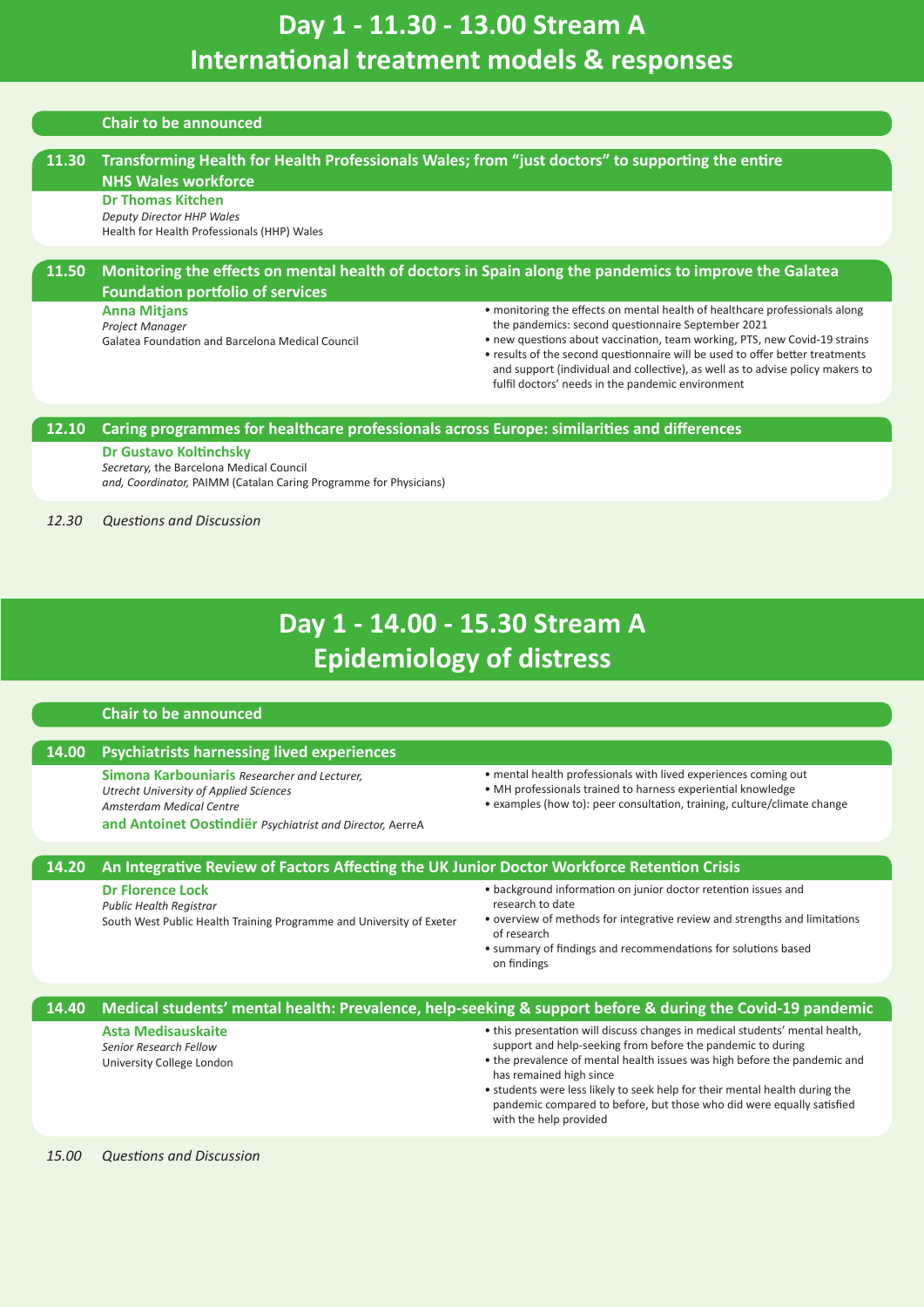# Day 1 - 11.30 - 13.00 Stream A
# International treatment models & responses

**Chair to be announced**

### 11.30 Transforming Health for Health Professionals Wales; from "just doctors" to supporting the entire NHS Wales workforce

**Dr Thomas Kitchen**
*Deputy Director HHP Wales*
Health for Health Professionals (HHP) Wales

### 11.50 Monitoring the effects on mental health of doctors in Spain along the pandemics to improve the Galatea Foundation portfolio of services

**Anna Mitjans**
*Project Manager*
Galatea Foundation and Barcelona Medical Council

- monitoring the effects on mental health of healthcare professionals along the pandemics: second questionnaire September 2021
- new questions about vaccination, team working, PTS, new Covid-19 strains
- results of the second questionnaire will be used to offer better treatments and support (individual and collective), as well as to advise policy makers to fulfil doctors' needs in the pandemic environment

### 12.10 Caring programmes for healthcare professionals across Europe: similarities and differences

**Dr Gustavo Koltinchsky**
*Secretary,* the Barcelona Medical Council
*and, Coordinator,* PAIMM (Catalan Caring Programme for Physicians)

*12.30 Questions and Discussion*

# Day 1 - 14.00 - 15.30 Stream A
# Epidemiology of distress

**Chair to be announced**

### 14.00 Psychiatrists harnessing lived experiences

**Simona Karbouniaris** *Researcher and Lecturer,*
*Utrecht University of Applied Sciences*
*Amsterdam Medical Centre*
**and Antoinet Oostindiër** *Psychiatrist and Director,* AerreA

- mental health professionals with lived experiences coming out
- MH professionals trained to harness experiential knowledge
- examples (how to): peer consultation, training, culture/climate change

### 14.20 An Integrative Review of Factors Affecting the UK Junior Doctor Workforce Retention Crisis

**Dr Florence Lock**
*Public Health Registrar*
South West Public Health Training Programme and University of Exeter

- background information on junior doctor retention issues and research to date
- overview of methods for integrative review and strengths and limitations of research
- summary of findings and recommendations for solutions based on findings

### 14.40 Medical students' mental health: Prevalence, help-seeking & support before & during the Covid-19 pandemic

**Asta Medisauskaite**
*Senior Research Fellow*
University College London

- this presentation will discuss changes in medical students' mental health, support and help-seeking from before the pandemic to during
- the prevalence of mental health issues was high before the pandemic and has remained high since
- students were less likely to seek help for their mental health during the pandemic compared to before, but those who did were equally satisfied with the help provided

*15.00 Questions and Discussion*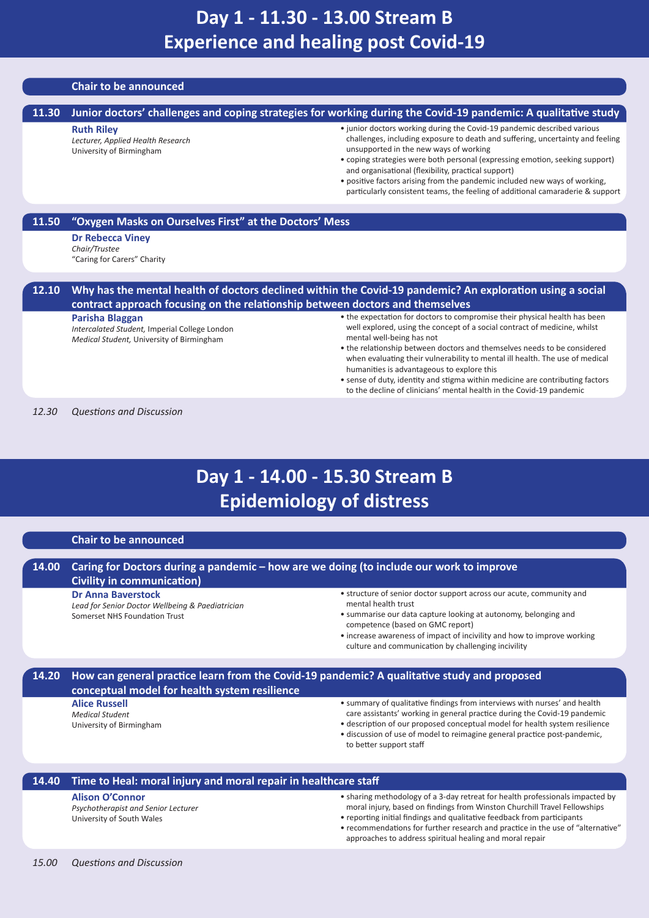# Day 1 - 11.30 - 13.00 Stream B
# Experience and healing post Covid-19

**Chair to be announced**

### 11.30 Junior doctors' challenges and coping strategies for working during the Covid-19 pandemic: A qualitative study

**Ruth Riley**
*Lecturer, Applied Health Research*
University of Birmingham

- junior doctors working during the Covid-19 pandemic described various challenges, including exposure to death and suffering, uncertainty and feeling unsupported in the new ways of working
- coping strategies were both personal (expressing emotion, seeking support) and organisational (flexibility, practical support)
- positive factors arising from the pandemic included new ways of working, particularly consistent teams, the feeling of additional camaraderie & support

### 11.50 "Oxygen Masks on Ourselves First" at the Doctors' Mess

**Dr Rebecca Viney**
*Chair/Trustee*
"Caring for Carers" Charity

### 12.10 Why has the mental health of doctors declined within the Covid-19 pandemic? An exploration using a social contract approach focusing on the relationship between doctors and themselves

**Parisha Blaggan**
*Intercalated Student,* Imperial College London
*Medical Student,* University of Birmingham

- the expectation for doctors to compromise their physical health has been well explored, using the concept of a social contract of medicine, whilst mental well-being has not
- the relationship between doctors and themselves needs to be considered when evaluating their vulnerability to mental ill health. The use of medical humanities is advantageous to explore this
- sense of duty, identity and stigma within medicine are contributing factors to the decline of clinicians' mental health in the Covid-19 pandemic

*12.30 Questions and Discussion*

# Day 1 - 14.00 - 15.30 Stream B
# Epidemiology of distress

**Chair to be announced**

### 14.00 Caring for Doctors during a pandemic – how are we doing (to include our work to improve Civility in communication)

**Dr Anna Baverstock**
*Lead for Senior Doctor Wellbeing & Paediatrician*
Somerset NHS Foundation Trust

- structure of senior doctor support across our acute, community and mental health trust
- summarise our data capture looking at autonomy, belonging and competence (based on GMC report)
- increase awareness of impact of incivility and how to improve working culture and communication by challenging incivility

### 14.20 How can general practice learn from the Covid-19 pandemic? A qualitative study and proposed conceptual model for health system resilience

**Alice Russell**
*Medical Student*
University of Birmingham

- summary of qualitative findings from interviews with nurses' and health care assistants' working in general practice during the Covid-19 pandemic
- description of our proposed conceptual model for health system resilience
- discussion of use of model to reimagine general practice post-pandemic, to better support staff

### 14.40 Time to Heal: moral injury and moral repair in healthcare staff

**Alison O'Connor**
*Psychotherapist and Senior Lecturer*
University of South Wales

- sharing methodology of a 3-day retreat for health professionals impacted by moral injury, based on findings from Winston Churchill Travel Fellowships
- reporting initial findings and qualitative feedback from participants
- recommendations for further research and practice in the use of "alternative" approaches to address spiritual healing and moral repair

*15.00 Questions and Discussion*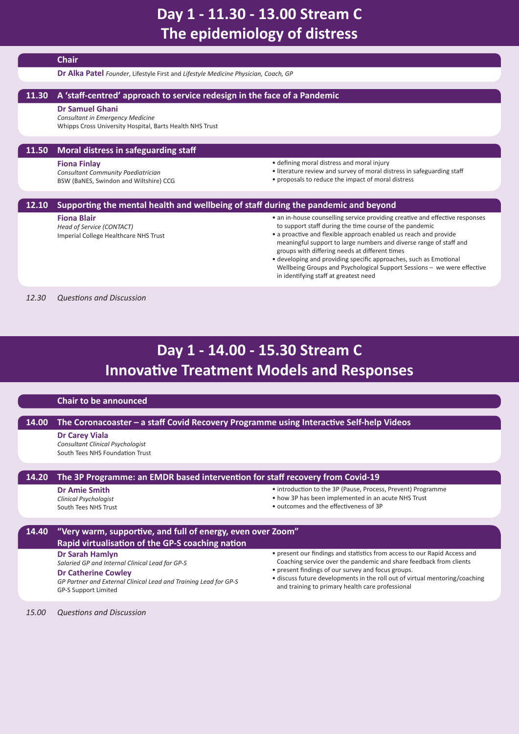# Day 1 - 11.30 - 13.00 Stream C
# The epidemiology of distress

**Chair**

**Dr Alka Patel** *Founder*, Lifestyle First and *Lifestyle Medicine Physician, Coach, GP*

## 11.30 A 'staff-centred' approach to service redesign in the face of a Pandemic

**Dr Samuel Ghani**
*Consultant in Emergency Medicine*
Whipps Cross University Hospital, Barts Health NHS Trust

## 11.50 Moral distress in safeguarding staff

**Fiona Finlay**
*Consultant Community Paediatrician*
BSW (BaNES, Swindon and Wiltshire) CCG

- defining moral distress and moral injury
- literature review and survey of moral distress in safeguarding staff
- proposals to reduce the impact of moral distress

## 12.10 Supporting the mental health and wellbeing of staff during the pandemic and beyond

**Fiona Blair**
*Head of Service (CONTACT)*
Imperial College Healthcare NHS Trust

- an in-house counselling service providing creative and effective responses to support staff during the time course of the pandemic
- a proactive and flexible approach enabled us reach and provide meaningful support to large numbers and diverse range of staff and groups with differing needs at different times
- developing and providing specific approaches, such as Emotional Wellbeing Groups and Psychological Support Sessions – we were effective in identifying staff at greatest need

*12.30 Questions and Discussion*

# Day 1 - 14.00 - 15.30 Stream C
# Innovative Treatment Models and Responses

**Chair to be announced**

## 14.00 The Coronacoaster – a staff Covid Recovery Programme using Interactive Self-help Videos

**Dr Carey Viala**
*Consultant Clinical Psychologist*
South Tees NHS Foundation Trust

## 14.20 The 3P Programme: an EMDR based intervention for staff recovery from Covid-19

**Dr Amie Smith**
*Clinical Psychologist*
South Tees NHS Trust

- introduction to the 3P (Pause, Process, Prevent) Programme
- how 3P has been implemented in an acute NHS Trust
- outcomes and the effectiveness of 3P

## 14.40 "Very warm, supportive, and full of energy, even over Zoom" Rapid virtualisation of the GP-S coaching nation

**Dr Sarah Hamlyn**
*Salaried GP and Internal Clinical Lead for GP-S*

**Dr Catherine Cowley**
*GP Partner and External Clinical Lead and Training Lead for GP-S*
GP-S Support Limited

- present our findings and statistics from access to our Rapid Access and Coaching service over the pandemic and share feedback from clients
- present findings of our survey and focus groups.
- discuss future developments in the roll out of virtual mentoring/coaching and training to primary health care professional

*15.00 Questions and Discussion*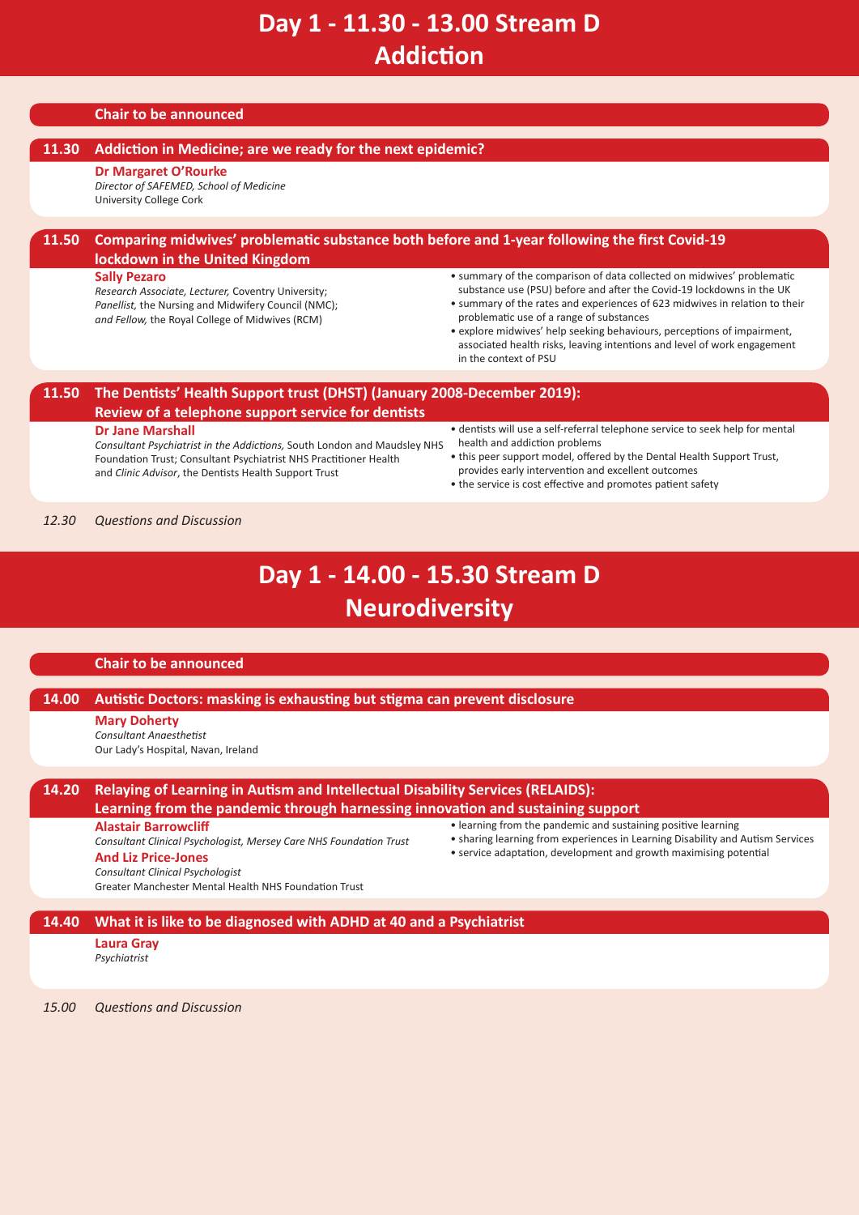# Day 1 - 11.30 - 13.00 Stream D
# Addiction

**Chair to be announced**

### 11.30 Addiction in Medicine; are we ready for the next epidemic?

**Dr Margaret O'Rourke**
*Director of SAFEMED, School of Medicine*
University College Cork

### 11.50 Comparing midwives' problematic substance both before and 1-year following the first Covid-19 lockdown in the United Kingdom

**Sally Pezaro**
*Research Associate, Lecturer,* Coventry University;
*Panellist,* the Nursing and Midwifery Council (NMC);
*and Fellow,* the Royal College of Midwives (RCM)

- summary of the comparison of data collected on midwives' problematic substance use (PSU) before and after the Covid-19 lockdowns in the UK
- summary of the rates and experiences of 623 midwives in relation to their problematic use of a range of substances
- explore midwives' help seeking behaviours, perceptions of impairment, associated health risks, leaving intentions and level of work engagement in the context of PSU

### 11.50 The Dentists' Health Support trust (DHST) (January 2008-December 2019): Review of a telephone support service for dentists

**Dr Jane Marshall**
*Consultant Psychiatrist in the Addictions,* South London and Maudsley NHS Foundation Trust; Consultant Psychiatrist NHS Practitioner Health and *Clinic Advisor*, the Dentists Health Support Trust

- dentists will use a self-referral telephone service to seek help for mental health and addiction problems
- this peer support model, offered by the Dental Health Support Trust, provides early intervention and excellent outcomes
- the service is cost effective and promotes patient safety

*12.30 Questions and Discussion*

# Day 1 - 14.00 - 15.30 Stream D
# Neurodiversity

**Chair to be announced**

### 14.00 Autistic Doctors: masking is exhausting but stigma can prevent disclosure

**Mary Doherty**
*Consultant Anaesthetist*
Our Lady's Hospital, Navan, Ireland

### 14.20 Relaying of Learning in Autism and Intellectual Disability Services (RELAIDS): Learning from the pandemic through harnessing innovation and sustaining support

**Alastair Barrowcliff**
*Consultant Clinical Psychologist, Mersey Care NHS Foundation Trust*
**And Liz Price-Jones**
*Consultant Clinical Psychologist*
Greater Manchester Mental Health NHS Foundation Trust

- learning from the pandemic and sustaining positive learning
- sharing learning from experiences in Learning Disability and Autism Services
- service adaptation, development and growth maximising potential

### 14.40 What it is like to be diagnosed with ADHD at 40 and a Psychiatrist

**Laura Gray**
*Psychiatrist*

*15.00 Questions and Discussion*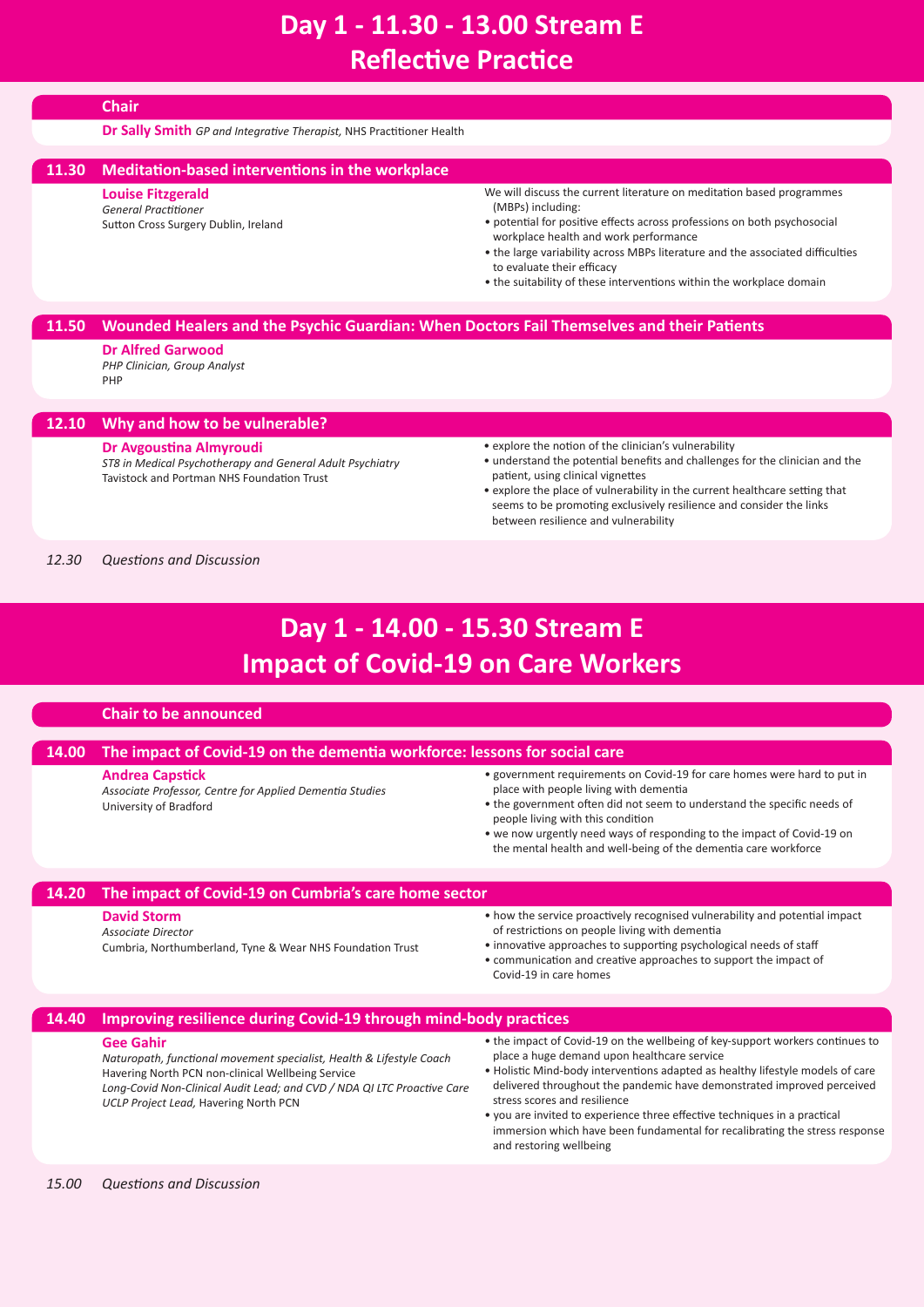# Day 1 - 11.30 - 13.00 Stream E
# Reflective Practice

**Chair**

**Dr Sally Smith** *GP and Integrative Therapist,* NHS Practitioner Health

### 11.30 Meditation-based interventions in the workplace

**Louise Fitzgerald**
*General Practitioner*
Sutton Cross Surgery Dublin, Ireland

We will discuss the current literature on meditation based programmes (MBPs) including:

- potential for positive effects across professions on both psychosocial workplace health and work performance
- the large variability across MBPs literature and the associated difficulties to evaluate their efficacy
- the suitability of these interventions within the workplace domain

### 11.50 Wounded Healers and the Psychic Guardian: When Doctors Fail Themselves and their Patients

**Dr Alfred Garwood**
*PHP Clinician, Group Analyst*
PHP

### 12.10 Why and how to be vulnerable?

**Dr Avgoustina Almyroudi**
*ST8 in Medical Psychotherapy and General Adult Psychiatry*
Tavistock and Portman NHS Foundation Trust

- explore the notion of the clinician's vulnerability
- understand the potential benefits and challenges for the clinician and the patient, using clinical vignettes
- explore the place of vulnerability in the current healthcare setting that seems to be promoting exclusively resilience and consider the links between resilience and vulnerability

*12.30 Questions and Discussion*

# Day 1 - 14.00 - 15.30 Stream E
# Impact of Covid-19 on Care Workers

**Chair to be announced**

### 14.00 The impact of Covid-19 on the dementia workforce: lessons for social care

**Andrea Capstick**
*Associate Professor, Centre for Applied Dementia Studies*
University of Bradford

- government requirements on Covid-19 for care homes were hard to put in place with people living with dementia
- the government often did not seem to understand the specific needs of people living with this condition
- we now urgently need ways of responding to the impact of Covid-19 on the mental health and well-being of the dementia care workforce

### 14.20 The impact of Covid-19 on Cumbria's care home sector

**David Storm**
*Associate Director*
Cumbria, Northumberland, Tyne & Wear NHS Foundation Trust

- how the service proactively recognised vulnerability and potential impact of restrictions on people living with dementia
- innovative approaches to supporting psychological needs of staff
- communication and creative approaches to support the impact of Covid-19 in care homes

### 14.40 Improving resilience during Covid-19 through mind-body practices

**Gee Gahir**
*Naturopath, functional movement specialist, Health & Lifestyle Coach*
Havering North PCN non-clinical Wellbeing Service
*Long-Covid Non-Clinical Audit Lead; and CVD / NDA QI LTC Proactive Care UCLP Project Lead,* Havering North PCN

- the impact of Covid-19 on the wellbeing of key-support workers continues to place a huge demand upon healthcare service
- Holistic Mind-body interventions adapted as healthy lifestyle models of care delivered throughout the pandemic have demonstrated improved perceived stress scores and resilience
- you are invited to experience three effective techniques in a practical immersion which have been fundamental for recalibrating the stress response and restoring wellbeing

*15.00 Questions and Discussion*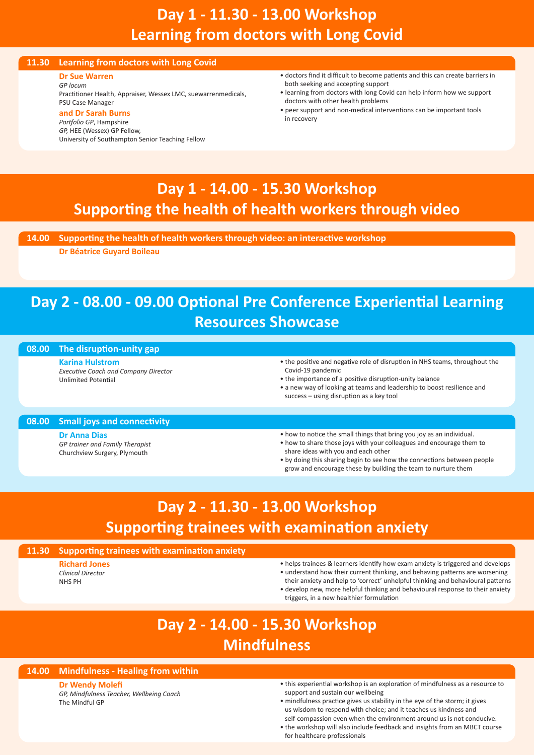# Day 1 - 11.30 - 13.00 Workshop
# Learning from doctors with Long Covid

### 11.30 Learning from doctors with Long Covid

**Dr Sue Warren**
*GP locum*
Practitioner Health, Appraiser, Wessex LMC, suewarrenmedicals, PSU Case Manager

**and Dr Sarah Burns**
*Portfolio GP*, Hampshire
*GP*, HEE (Wessex) GP Fellow,
University of Southampton Senior Teaching Fellow

- doctors find it difficult to become patients and this can create barriers in both seeking and accepting support
- learning from doctors with long Covid can help inform how we support doctors with other health problems
- peer support and non-medical interventions can be important tools in recovery

# Day 1 - 14.00 - 15.30 Workshop
# Supporting the health of health workers through video

### 14.00 Supporting the health of health workers through video: an interactive workshop

**Dr Béatrice Guyard Boileau**

# Day 2 - 08.00 - 09.00 Optional Pre Conference Experiential Learning Resources Showcase

### 08.00 The disruption-unity gap

**Karina Hulstrom**
*Executive Coach and Company Director*
Unlimited Potential

- the positive and negative role of disruption in NHS teams, throughout the Covid-19 pandemic
- the importance of a positive disruption-unity balance
- a new way of looking at teams and leadership to boost resilience and success – using disruption as a key tool

### 08.00 Small joys and connectivity

**Dr Anna Dias**
*GP trainer and Family Therapist*
Churchview Surgery, Plymouth

- how to notice the small things that bring you joy as an individual.
- how to share those joys with your colleagues and encourage them to share ideas with you and each other
- by doing this sharing begin to see how the connections between people grow and encourage these by building the team to nurture them

# Day 2 - 11.30 - 13.00 Workshop
# Supporting trainees with examination anxiety

### 11.30 Supporting trainees with examination anxiety

**Richard Jones**
*Clinical Director*
NHS PH

- helps trainees & learners identify how exam anxiety is triggered and develops
- understand how their current thinking, and behaving patterns are worsening their anxiety and help to 'correct' unhelpful thinking and behavioural patterns
- develop new, more helpful thinking and behavioural response to their anxiety triggers, in a new healthier formulation

# Day 2 - 14.00 - 15.30 Workshop
# Mindfulness

### 14.00 Mindfulness - Healing from within

**Dr Wendy Molefi**
*GP, Mindfulness Teacher, Wellbeing Coach*
The Mindful GP

- this experiential workshop is an exploration of mindfulness as a resource to support and sustain our wellbeing
- mindfulness practice gives us stability in the eye of the storm; it gives us wisdom to respond with choice; and it teaches us kindness and self-compassion even when the environment around us is not conducive.
- the workshop will also include feedback and insights from an MBCT course for healthcare professionals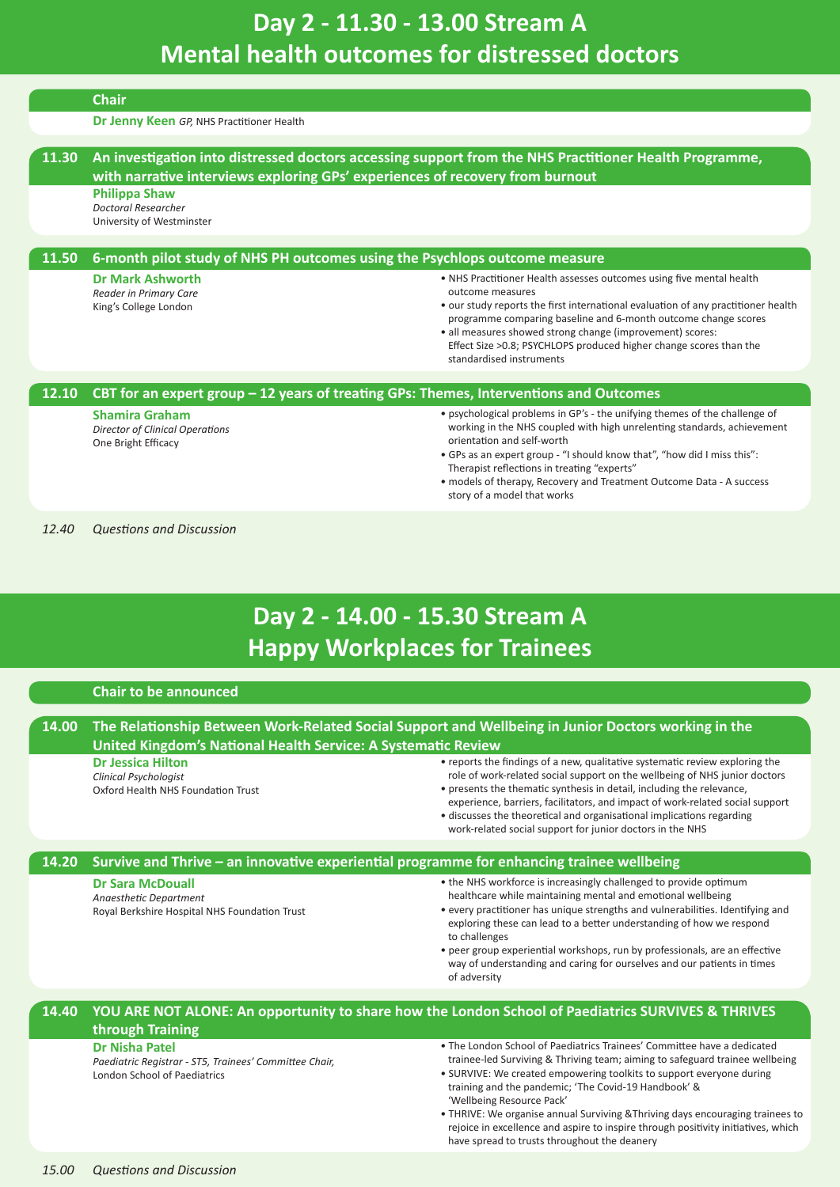# Day 2 - 11.30 - 13.00 Stream A
# Mental health outcomes for distressed doctors

**Chair**

**Dr Jenny Keen** *GP,* NHS Practitioner Health

### 11.30 An investigation into distressed doctors accessing support from the NHS Practitioner Health Programme, with narrative interviews exploring GPs' experiences of recovery from burnout

**Philippa Shaw**
*Doctoral Researcher*
University of Westminster

### 11.50 6-month pilot study of NHS PH outcomes using the Psychlops outcome measure

**Dr Mark Ashworth**
*Reader in Primary Care*
King's College London

- NHS Practitioner Health assesses outcomes using five mental health outcome measures
- our study reports the first international evaluation of any practitioner health programme comparing baseline and 6-month outcome change scores
- all measures showed strong change (improvement) scores: Effect Size >0.8; PSYCHLOPS produced higher change scores than the standardised instruments

### 12.10 CBT for an expert group – 12 years of treating GPs: Themes, Interventions and Outcomes

**Shamira Graham**
*Director of Clinical Operations*
One Bright Efficacy

- psychological problems in GP's - the unifying themes of the challenge of working in the NHS coupled with high unrelenting standards, achievement orientation and self-worth
- GPs as an expert group - "I should know that", "how did I miss this": Therapist reflections in treating "experts"
- models of therapy, Recovery and Treatment Outcome Data - A success story of a model that works

*12.40 Questions and Discussion*

# Day 2 - 14.00 - 15.30 Stream A
# Happy Workplaces for Trainees

**Chair to be announced**

### 14.00 The Relationship Between Work-Related Social Support and Wellbeing in Junior Doctors working in the United Kingdom's National Health Service: A Systematic Review

**Dr Jessica Hilton**
*Clinical Psychologist*
Oxford Health NHS Foundation Trust

- reports the findings of a new, qualitative systematic review exploring the role of work-related social support on the wellbeing of NHS junior doctors
- presents the thematic synthesis in detail, including the relevance, experience, barriers, facilitators, and impact of work-related social support
- discusses the theoretical and organisational implications regarding work-related social support for junior doctors in the NHS

### 14.20 Survive and Thrive – an innovative experiential programme for enhancing trainee wellbeing

**Dr Sara McDouall**
*Anaesthetic Department*
Royal Berkshire Hospital NHS Foundation Trust

- the NHS workforce is increasingly challenged to provide optimum healthcare while maintaining mental and emotional wellbeing
- every practitioner has unique strengths and vulnerabilities. Identifying and exploring these can lead to a better understanding of how we respond to challenges
- peer group experiential workshops, run by professionals, are an effective way of understanding and caring for ourselves and our patients in times of adversity

### 14.40 YOU ARE NOT ALONE: An opportunity to share how the London School of Paediatrics SURVIVES & THRIVES through Training

**Dr Nisha Patel**
*Paediatric Registrar - ST5, Trainees' Committee Chair,*
London School of Paediatrics

- The London School of Paediatrics Trainees' Committee have a dedicated trainee-led Surviving & Thriving team; aiming to safeguard trainee wellbeing
- SURVIVE: We created empowering toolkits to support everyone during training and the pandemic; 'The Covid-19 Handbook' & 'Wellbeing Resource Pack'
- THRIVE: We organise annual Surviving &Thriving days encouraging trainees to rejoice in excellence and aspire to inspire through positivity initiatives, which have spread to trusts throughout the deanery

*15.00 Questions and Discussion*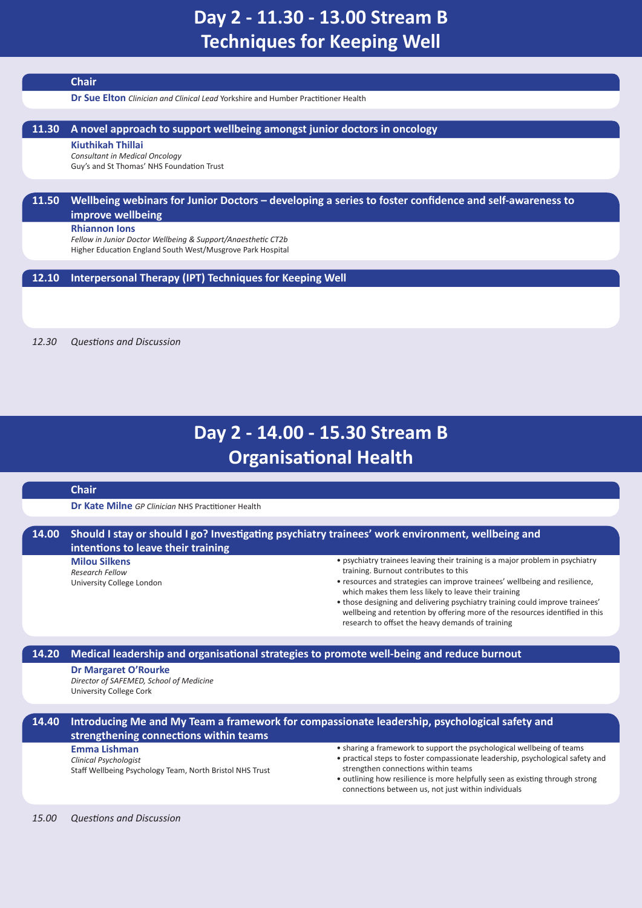# Day 2 - 11.30 - 13.00 Stream B
# Techniques for Keeping Well

### Chair

**Dr Sue Elton** *Clinician and Clinical Lead* Yorkshire and Humber Practitioner Health

### 11.30 A novel approach to support wellbeing amongst junior doctors in oncology

**Kiuthikah Thillai**
*Consultant in Medical Oncology*
Guy's and St Thomas' NHS Foundation Trust

### 11.50 Wellbeing webinars for Junior Doctors – developing a series to foster confidence and self-awareness to improve wellbeing

**Rhiannon Ions**
*Fellow in Junior Doctor Wellbeing & Support/Anaesthetic CT2b*
Higher Education England South West/Musgrove Park Hospital

### 12.10 Interpersonal Therapy (IPT) Techniques for Keeping Well

*12.30 Questions and Discussion*

# Day 2 - 14.00 - 15.30 Stream B
# Organisational Health

### Chair

**Dr Kate Milne** *GP Clinician* NHS Practitioner Health

### 14.00 Should I stay or should I go? Investigating psychiatry trainees' work environment, wellbeing and intentions to leave their training

**Milou Silkens**
*Research Fellow*
University College London

- psychiatry trainees leaving their training is a major problem in psychiatry training. Burnout contributes to this
- resources and strategies can improve trainees' wellbeing and resilience, which makes them less likely to leave their training
- those designing and delivering psychiatry training could improve trainees' wellbeing and retention by offering more of the resources identified in this research to offset the heavy demands of training

### 14.20 Medical leadership and organisational strategies to promote well-being and reduce burnout

**Dr Margaret O'Rourke**
*Director of SAFEMED, School of Medicine*
University College Cork

### 14.40 Introducing Me and My Team a framework for compassionate leadership, psychological safety and strengthening connections within teams

**Emma Lishman**
*Clinical Psychologist*
Staff Wellbeing Psychology Team, North Bristol NHS Trust

- sharing a framework to support the psychological wellbeing of teams
- practical steps to foster compassionate leadership, psychological safety and strengthen connections within teams
- outlining how resilience is more helpfully seen as existing through strong connections between us, not just within individuals

*15.00 Questions and Discussion*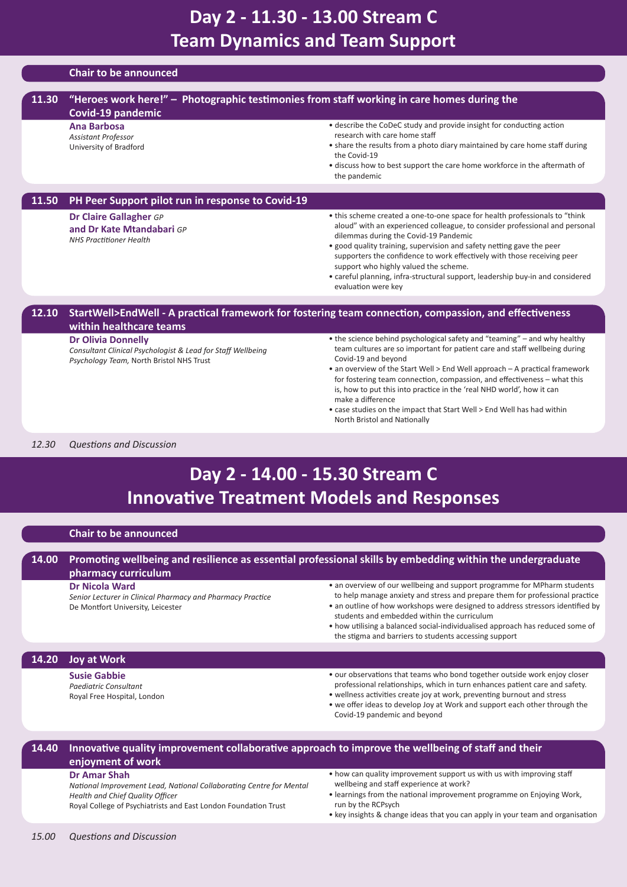# Day 2 - 11.30 - 13.00 Stream C
# Team Dynamics and Team Support

**Chair to be announced**

### 11.30 "Heroes work here!" – Photographic testimonies from staff working in care homes during the Covid-19 pandemic

**Ana Barbosa**
*Assistant Professor*
University of Bradford

- describe the CoDeC study and provide insight for conducting action research with care home staff
- share the results from a photo diary maintained by care home staff during the Covid-19
- discuss how to best support the care home workforce in the aftermath of the pandemic

### 11.50 PH Peer Support pilot run in response to Covid-19

**Dr Claire Gallagher** *GP*
**and Dr Kate Mtandabari** *GP*
*NHS Practitioner Health*

- this scheme created a one-to-one space for health professionals to "think aloud" with an experienced colleague, to consider professional and personal dilemmas during the Covid-19 Pandemic
- good quality training, supervision and safety netting gave the peer supporters the confidence to work effectively with those receiving peer support who highly valued the scheme.
- careful planning, infra-structural support, leadership buy-in and considered evaluation were key

### 12.10 StartWell>EndWell - A practical framework for fostering team connection, compassion, and effectiveness within healthcare teams

**Dr Olivia Donnelly**
*Consultant Clinical Psychologist & Lead for Staff Wellbeing Psychology Team,* North Bristol NHS Trust

- the science behind psychological safety and "teaming" – and why healthy team cultures are so important for patient care and staff wellbeing during Covid-19 and beyond
- an overview of the Start Well > End Well approach – A practical framework for fostering team connection, compassion, and effectiveness – what this is, how to put this into practice in the 'real NHD world', how it can make a difference
- case studies on the impact that Start Well > End Well has had within North Bristol and Nationally

*12.30 Questions and Discussion*

# Day 2 - 14.00 - 15.30 Stream C
# Innovative Treatment Models and Responses

**Chair to be announced**

### 14.00 Promoting wellbeing and resilience as essential professional skills by embedding within the undergraduate pharmacy curriculum

**Dr Nicola Ward**
*Senior Lecturer in Clinical Pharmacy and Pharmacy Practice*
De Montfort University, Leicester

- an overview of our wellbeing and support programme for MPharm students to help manage anxiety and stress and prepare them for professional practice
- an outline of how workshops were designed to address stressors identified by students and embedded within the curriculum
- how utilising a balanced social-individualised approach has reduced some of the stigma and barriers to students accessing support

### 14.20 Joy at Work

**Susie Gabbie**
*Paediatric Consultant*
Royal Free Hospital, London

- our observations that teams who bond together outside work enjoy closer professional relationships, which in turn enhances patient care and safety.
- wellness activities create joy at work, preventing burnout and stress
- we offer ideas to develop Joy at Work and support each other through the Covid-19 pandemic and beyond

### 14.40 Innovative quality improvement collaborative approach to improve the wellbeing of staff and their enjoyment of work

**Dr Amar Shah**
*National Improvement Lead, National Collaborating Centre for Mental Health and Chief Quality Officer*
Royal College of Psychiatrists and East London Foundation Trust

- how can quality improvement support us with us with improving staff wellbeing and staff experience at work?
- learnings from the national improvement programme on Enjoying Work, run by the RCPsych
- key insights & change ideas that you can apply in your team and organisation

*15.00 Questions and Discussion*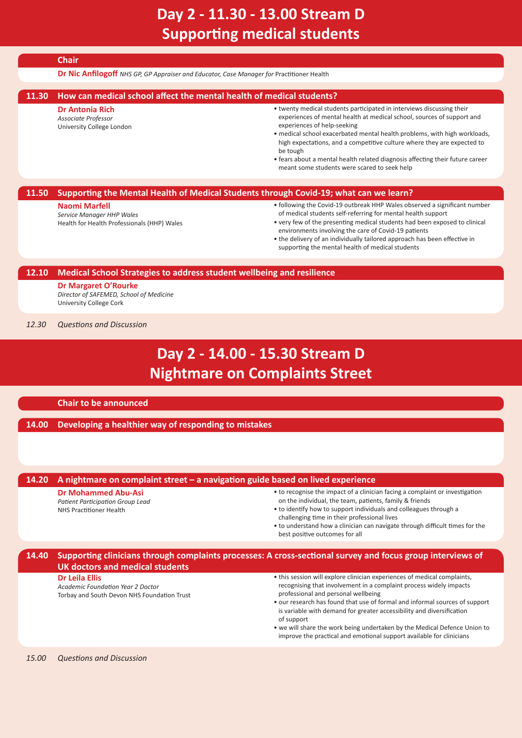# Day 2 - 11.30 - 13.00 Stream D
# Supporting medical students

**Chair**

**Dr Nic Anfilogoff** *NHS GP, GP Appraiser and Educator, Case Manager for* Practitioner Health

### 11.30 How can medical school affect the mental health of medical students?

**Dr Antonia Rich**
*Associate Professor*
University College London

- twenty medical students participated in interviews discussing their experiences of mental health at medical school, sources of support and experiences of help-seeking
- medical school exacerbated mental health problems, with high workloads, high expectations, and a competitive culture where they are expected to be tough
- fears about a mental health related diagnosis affecting their future career meant some students were scared to seek help

### 11.50 Supporting the Mental Health of Medical Students through Covid-19; what can we learn?

**Naomi Marfell**
*Service Manager HHP Wales*
Health for Health Professionals (HHP) Wales

- following the Covid-19 outbreak HHP Wales observed a significant number of medical students self-referring for mental health support
- very few of the presenting medical students had been exposed to clinical environments involving the care of Covid-19 patients
- the delivery of an individually tailored approach has been effective in supporting the mental health of medical students

### 12.10 Medical School Strategies to address student wellbeing and resilience

**Dr Margaret O'Rourke**
*Director of SAFEMED, School of Medicine*
University College Cork

*12.30 Questions and Discussion*

# Day 2 - 14.00 - 15.30 Stream D
# Nightmare on Complaints Street

**Chair to be announced**

### 14.00 Developing a healthier way of responding to mistakes

### 14.20 A nightmare on complaint street – a navigation guide based on lived experience

**Dr Mohammed Abu-Asi**
*Patient Participation Group Lead*
NHS Practitioner Health

- to recognise the impact of a clinician facing a complaint or investigation on the individual, the team, patients, family & friends
- to identify how to support individuals and colleagues through a challenging time in their professional lives
- to understand how a clinician can navigate through difficult times for the best positive outcomes for all

### 14.40 Supporting clinicians through complaints processes: A cross-sectional survey and focus group interviews of UK doctors and medical students

**Dr Leila Ellis**
*Academic Foundation Year 2 Doctor*
Torbay and South Devon NHS Foundation Trust

- this session will explore clinician experiences of medical complaints, recognising that involvement in a complaint process widely impacts professional and personal wellbeing
- our research has found that use of formal and informal sources of support is variable with demand for greater accessibility and diversification of support
- we will share the work being undertaken by the Medical Defence Union to improve the practical and emotional support available for clinicians

*15.00 Questions and Discussion*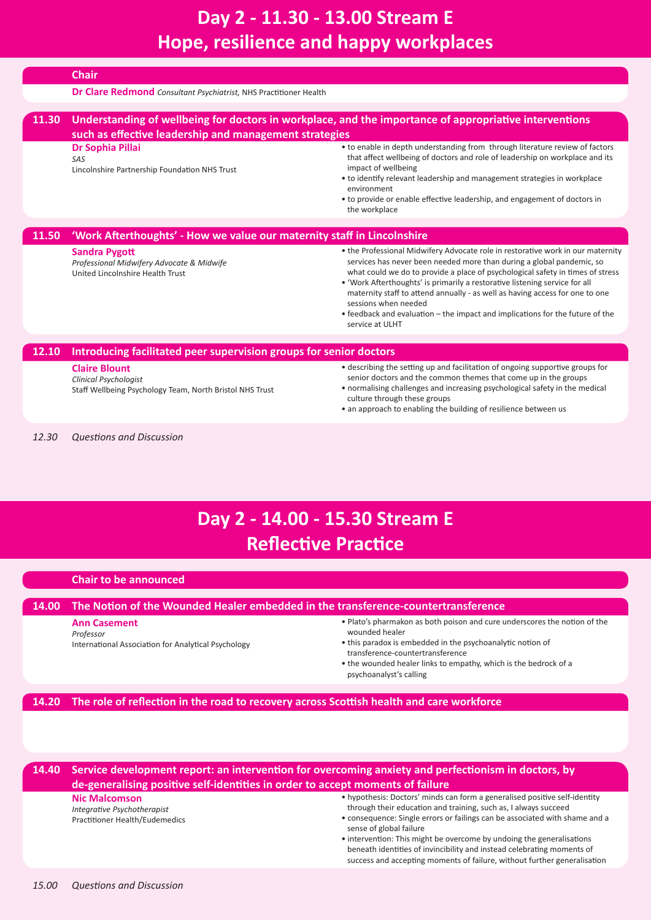# Day 2 - 11.30 - 13.00 Stream E
# Hope, resilience and happy workplaces

**Chair**

**Dr Clare Redmond** *Consultant Psychiatrist,* NHS Practitioner Health

## 11.30 Understanding of wellbeing for doctors in workplace, and the importance of appropriative interventions such as effective leadership and management strategies

**Dr Sophia Pillai**
*SAS*
Lincolnshire Partnership Foundation NHS Trust

- to enable in depth understanding from through literature review of factors that affect wellbeing of doctors and role of leadership on workplace and its impact of wellbeing
- to identify relevant leadership and management strategies in workplace environment
- to provide or enable effective leadership, and engagement of doctors in the workplace

## 11.50 'Work Afterthoughts' - How we value our maternity staff in Lincolnshire

**Sandra Pygott**
*Professional Midwifery Advocate & Midwife*
United Lincolnshire Health Trust

- the Professional Midwifery Advocate role in restorative work in our maternity services has never been needed more than during a global pandemic, so what could we do to provide a place of psychological safety in times of stress
- 'Work Afterthoughts' is primarily a restorative listening service for all maternity staff to attend annually - as well as having access for one to one sessions when needed
- feedback and evaluation – the impact and implications for the future of the service at ULHT

## 12.10 Introducing facilitated peer supervision groups for senior doctors

**Claire Blount**
*Clinical Psychologist*
Staff Wellbeing Psychology Team, North Bristol NHS Trust

- describing the setting up and facilitation of ongoing supportive groups for senior doctors and the common themes that come up in the groups
- normalising challenges and increasing psychological safety in the medical culture through these groups
- an approach to enabling the building of resilience between us

*12.30 Questions and Discussion*

# Day 2 - 14.00 - 15.30 Stream E
# Reflective Practice

**Chair to be announced**

## 14.00 The Notion of the Wounded Healer embedded in the transference-countertransference

**Ann Casement**
*Professor*
International Association for Analytical Psychology

- Plato's pharmakon as both poison and cure underscores the notion of the wounded healer
- this paradox is embedded in the psychoanalytic notion of transference-countertransference
- the wounded healer links to empathy, which is the bedrock of a psychoanalyst's calling

## 14.20 The role of reflection in the road to recovery across Scottish health and care workforce

## 14.40 Service development report: an intervention for overcoming anxiety and perfectionism in doctors, by de-generalising positive self-identities in order to accept moments of failure

**Nic Malcomson**
*Integrative Psychotherapist*
Practitioner Health/Eudemedics

- hypothesis: Doctors' minds can form a generalised positive self-identity through their education and training, such as, I always succeed
- consequence: Single errors or failings can be associated with shame and a sense of global failure
- intervention: This might be overcome by undoing the generalisations beneath identities of invincibility and instead celebrating moments of success and accepting moments of failure, without further generalisation

*15.00 Questions and Discussion*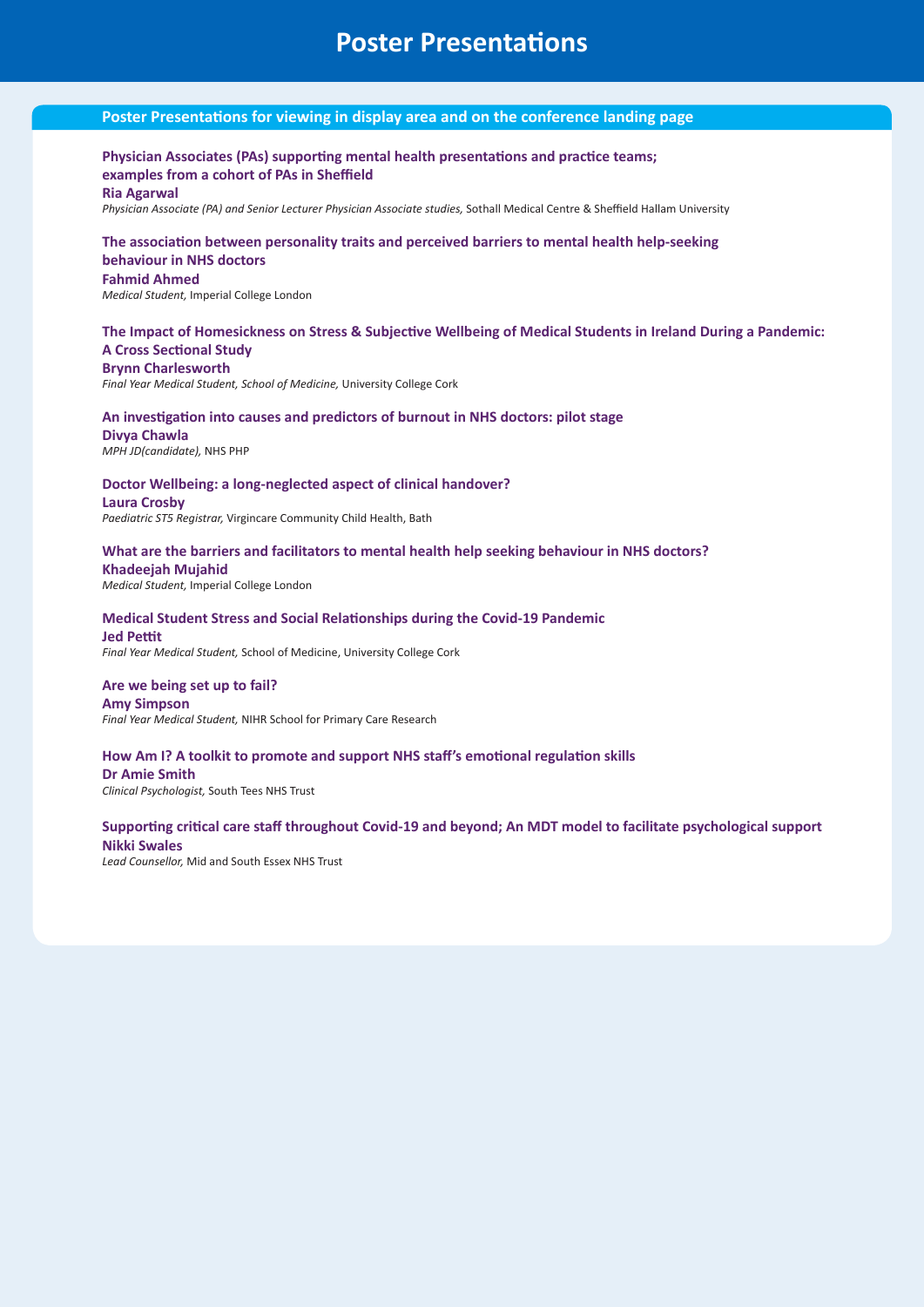# Poster Presentations

## Poster Presentations for viewing in display area and on the conference landing page

**Physician Associates (PAs) supporting mental health presentations and practice teams; examples from a cohort of PAs in Sheffield**
**Ria Agarwal**
*Physician Associate (PA) and Senior Lecturer Physician Associate studies,* Sothall Medical Centre & Sheffield Hallam University

**The association between personality traits and perceived barriers to mental health help-seeking behaviour in NHS doctors**
**Fahmid Ahmed**
*Medical Student,* Imperial College London

**The Impact of Homesickness on Stress & Subjective Wellbeing of Medical Students in Ireland During a Pandemic: A Cross Sectional Study**
**Brynn Charlesworth**
*Final Year Medical Student, School of Medicine,* University College Cork

**An investigation into causes and predictors of burnout in NHS doctors: pilot stage**
**Divya Chawla**
*MPH JD(candidate),* NHS PHP

**Doctor Wellbeing: a long-neglected aspect of clinical handover?**
**Laura Crosby**
*Paediatric ST5 Registrar,* Virgincare Community Child Health, Bath

**What are the barriers and facilitators to mental health help seeking behaviour in NHS doctors?**
**Khadeejah Mujahid**
*Medical Student,* Imperial College London

**Medical Student Stress and Social Relationships during the Covid-19 Pandemic**
**Jed Pettit**
*Final Year Medical Student,* School of Medicine, University College Cork

**Are we being set up to fail?**
**Amy Simpson**
*Final Year Medical Student,* NIHR School for Primary Care Research

**How Am I? A toolkit to promote and support NHS staff's emotional regulation skills**
**Dr Amie Smith**
*Clinical Psychologist,* South Tees NHS Trust

**Supporting critical care staff throughout Covid-19 and beyond; An MDT model to facilitate psychological support**
**Nikki Swales**
*Lead Counsellor,* Mid and South Essex NHS Trust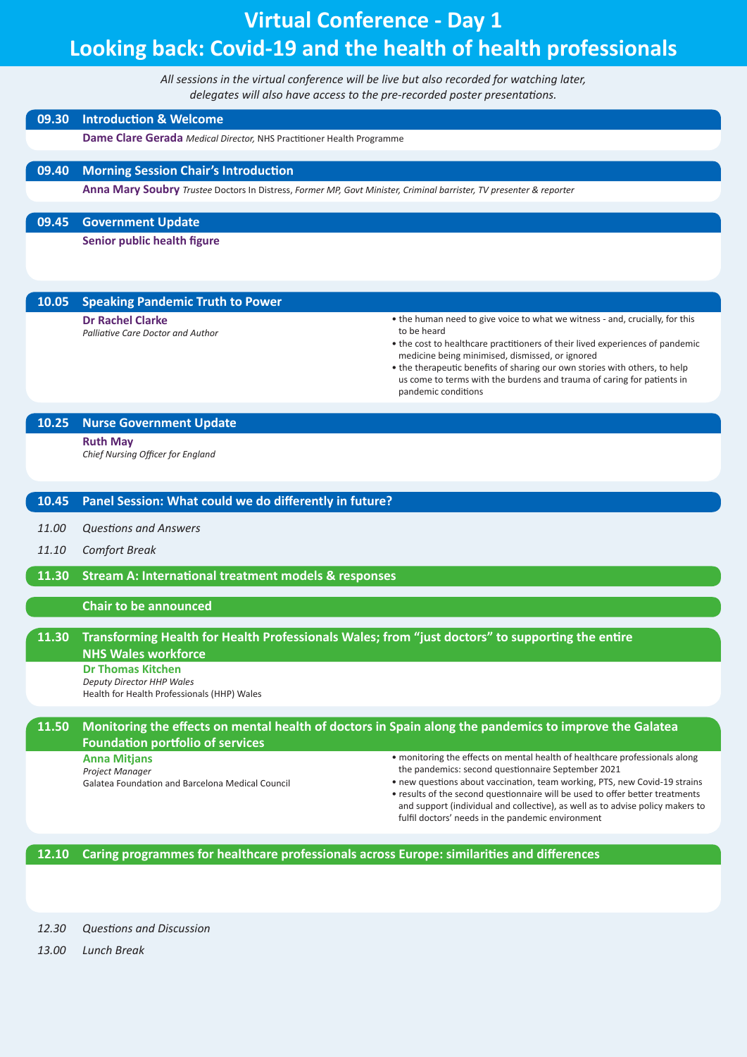# Virtual Conference - Day 1
# Looking back: Covid-19 and the health of health professionals

*All sessions in the virtual conference will be live but also recorded for watching later, delegates will also have access to the pre-recorded poster presentations.*

### 09.30 Introduction & Welcome

**Dame Clare Gerada** *Medical Director,* NHS Practitioner Health Programme

### 09.40 Morning Session Chair's Introduction

**Anna Mary Soubry** *Trustee* Doctors In Distress, *Former MP, Govt Minister, Criminal barrister, TV presenter & reporter*

### 09.45 Government Update

**Senior public health figure**

### 10.05 Speaking Pandemic Truth to Power

**Dr Rachel Clarke**
*Palliative Care Doctor and Author*

- the human need to give voice to what we witness - and, crucially, for this to be heard
- the cost to healthcare practitioners of their lived experiences of pandemic medicine being minimised, dismissed, or ignored
- the therapeutic benefits of sharing our own stories with others, to help us come to terms with the burdens and trauma of caring for patients in pandemic conditions

### 10.25 Nurse Government Update

**Ruth May**
*Chief Nursing Officer for England*

### 10.45 Panel Session: What could we do differently in future?

*11.00 Questions and Answers*

*11.10 Comfort Break*

### 11.30 Stream A: International treatment models & responses

**Chair to be announced**

### 11.30 Transforming Health for Health Professionals Wales; from "just doctors" to supporting the entire NHS Wales workforce

**Dr Thomas Kitchen**
*Deputy Director HHP Wales*
Health for Health Professionals (HHP) Wales

### 11.50 Monitoring the effects on mental health of doctors in Spain along the pandemics to improve the Galatea Foundation portfolio of services

**Anna Mitjans**
*Project Manager*
Galatea Foundation and Barcelona Medical Council

- monitoring the effects on mental health of healthcare professionals along the pandemics: second questionnaire September 2021
- new questions about vaccination, team working, PTS, new Covid-19 strains
- results of the second questionnaire will be used to offer better treatments and support (individual and collective), as well as to advise policy makers to fulfil doctors' needs in the pandemic environment

### 12.10 Caring programmes for healthcare professionals across Europe: similarities and differences

*12.30 Questions and Discussion*

*13.00 Lunch Break*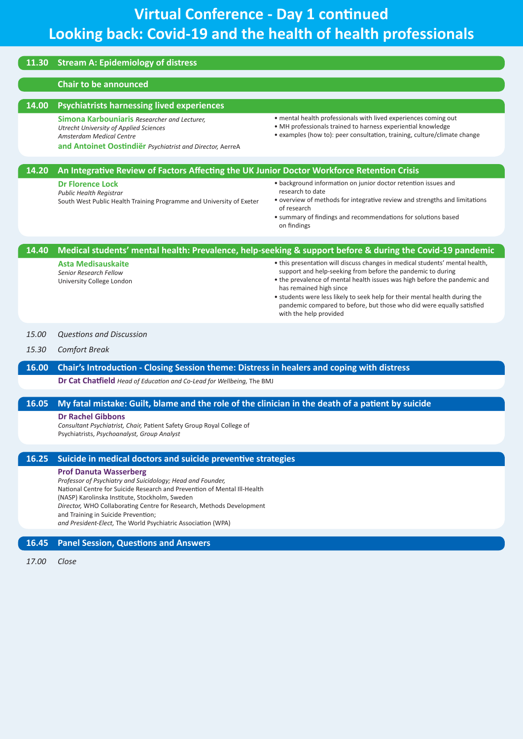# Virtual Conference - Day 1 continued

# Looking back: Covid-19 and the health of health professionals

## 11.30 Stream A: Epidemiology of distress

**Chair to be announced**

## 14.00 Psychiatrists harnessing lived experiences

**Simona Karbouniaris** *Researcher and Lecturer, Utrecht University of Applied Sciences Amsterdam Medical Centre*
**and Antoinet Oostindiër** *Psychiatrist and Director,* AerreA

- mental health professionals with lived experiences coming out
- MH professionals trained to harness experiential knowledge
- examples (how to): peer consultation, training, culture/climate change

## 14.20 An Integrative Review of Factors Affecting the UK Junior Doctor Workforce Retention Crisis

**Dr Florence Lock**
*Public Health Registrar*
South West Public Health Training Programme and University of Exeter

- background information on junior doctor retention issues and research to date
- overview of methods for integrative review and strengths and limitations of research
- summary of findings and recommendations for solutions based on findings

## 14.40 Medical students' mental health: Prevalence, help-seeking & support before & during the Covid-19 pandemic

**Asta Medisauskaite**
*Senior Research Fellow*
University College London

- this presentation will discuss changes in medical students' mental health, support and help-seeking from before the pandemic to during
- the prevalence of mental health issues was high before the pandemic and has remained high since
- students were less likely to seek help for their mental health during the pandemic compared to before, but those who did were equally satisfied with the help provided

*15.00 Questions and Discussion*

*15.30 Comfort Break*

## 16.00 Chair's Introduction - Closing Session theme: Distress in healers and coping with distress

**Dr Cat Chatfield** *Head of Education and Co-Lead for Wellbeing,* The BMJ

## 16.05 My fatal mistake: Guilt, blame and the role of the clinician in the death of a patient by suicide

**Dr Rachel Gibbons**
*Consultant Psychiatrist, Chair,* Patient Safety Group Royal College of Psychiatrists, *Psychoanalyst, Group Analyst*

## 16.25 Suicide in medical doctors and suicide preventive strategies

**Prof Danuta Wasserberg**
*Professor of Psychiatry and Suicidology; Head and Founder,*
National Centre for Suicide Research and Prevention of Mental Ill-Health (NASP) Karolinska Institute, Stockholm, Sweden
*Director,* WHO Collaborating Centre for Research, Methods Development and Training in Suicide Prevention;
*and President-Elect,* The World Psychiatric Association (WPA)

## 16.45 Panel Session, Questions and Answers

*17.00 Close*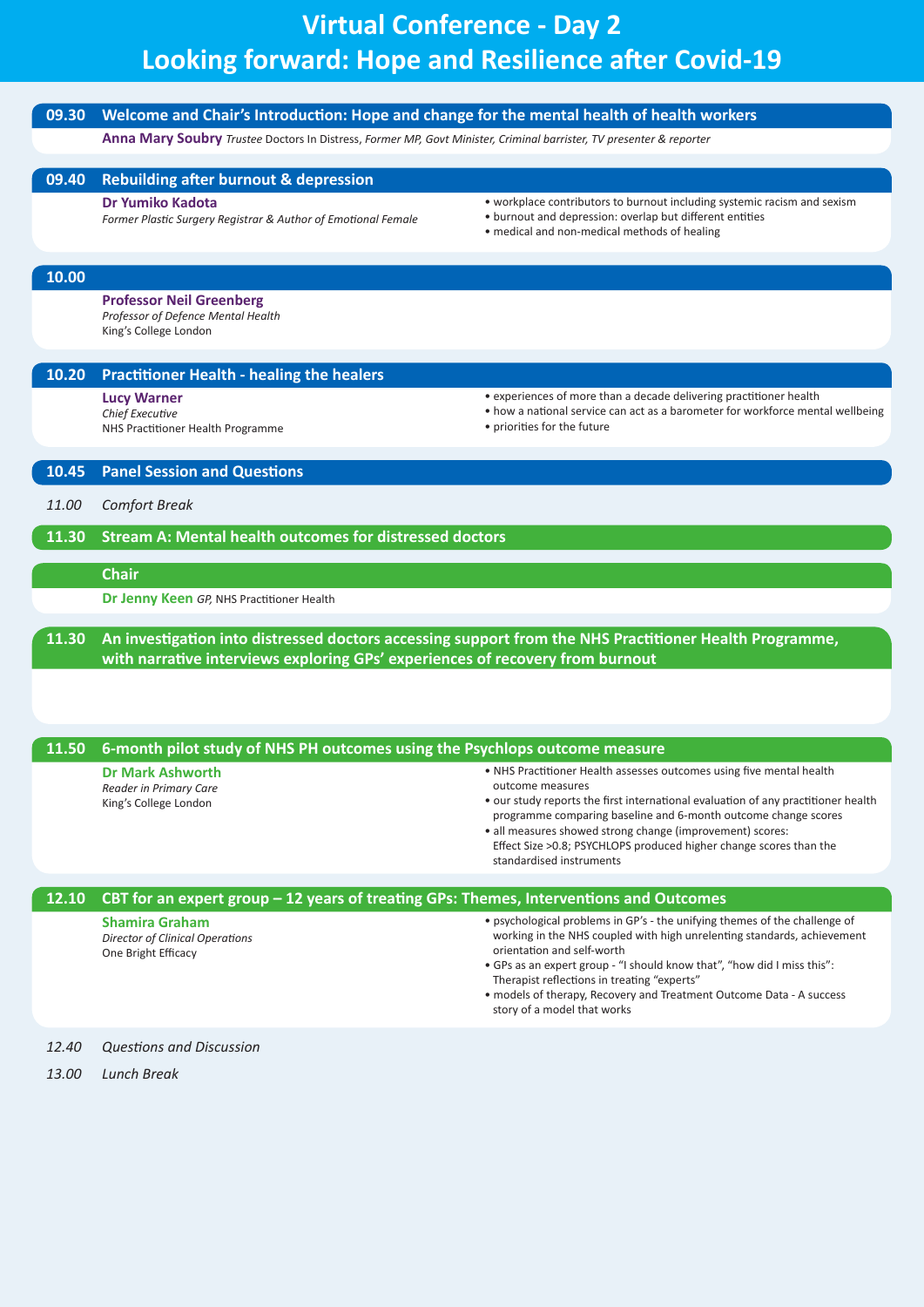# Virtual Conference - Day 2
# Looking forward: Hope and Resilience after Covid-19

## 09.30 Welcome and Chair's Introduction: Hope and change for the mental health of health workers

**Anna Mary Soubry** *Trustee* Doctors In Distress, *Former MP, Govt Minister, Criminal barrister, TV presenter & reporter*

## 09.40 Rebuilding after burnout & depression

**Dr Yumiko Kadota**
*Former Plastic Surgery Registrar & Author of Emotional Female*

- workplace contributors to burnout including systemic racism and sexism
- burnout and depression: overlap but different entities
- medical and non-medical methods of healing

## 10.00

**Professor Neil Greenberg**
*Professor of Defence Mental Health*
King's College London

## 10.20 Practitioner Health - healing the healers

**Lucy Warner**
*Chief Executive*
NHS Practitioner Health Programme

- experiences of more than a decade delivering practitioner health
- how a national service can act as a barometer for workforce mental wellbeing
- priorities for the future

## 10.45 Panel Session and Questions

*11.00 Comfort Break*

## 11.30 Stream A: Mental health outcomes for distressed doctors

### Chair

**Dr Jenny Keen** *GP,* NHS Practitioner Health

## 11.30 An investigation into distressed doctors accessing support from the NHS Practitioner Health Programme, with narrative interviews exploring GPs' experiences of recovery from burnout

## 11.50 6-month pilot study of NHS PH outcomes using the Psychlops outcome measure

**Dr Mark Ashworth**
*Reader in Primary Care*
King's College London

- NHS Practitioner Health assesses outcomes using five mental health outcome measures
- our study reports the first international evaluation of any practitioner health programme comparing baseline and 6-month outcome change scores
- all measures showed strong change (improvement) scores: Effect Size >0.8; PSYCHLOPS produced higher change scores than the standardised instruments

## 12.10 CBT for an expert group – 12 years of treating GPs: Themes, Interventions and Outcomes

**Shamira Graham**
*Director of Clinical Operations*
One Bright Efficacy

- psychological problems in GP's - the unifying themes of the challenge of working in the NHS coupled with high unrelenting standards, achievement orientation and self-worth
- GPs as an expert group - "I should know that", "how did I miss this": Therapist reflections in treating "experts"
- models of therapy, Recovery and Treatment Outcome Data - A success story of a model that works

*12.40 Questions and Discussion*

*13.00 Lunch Break*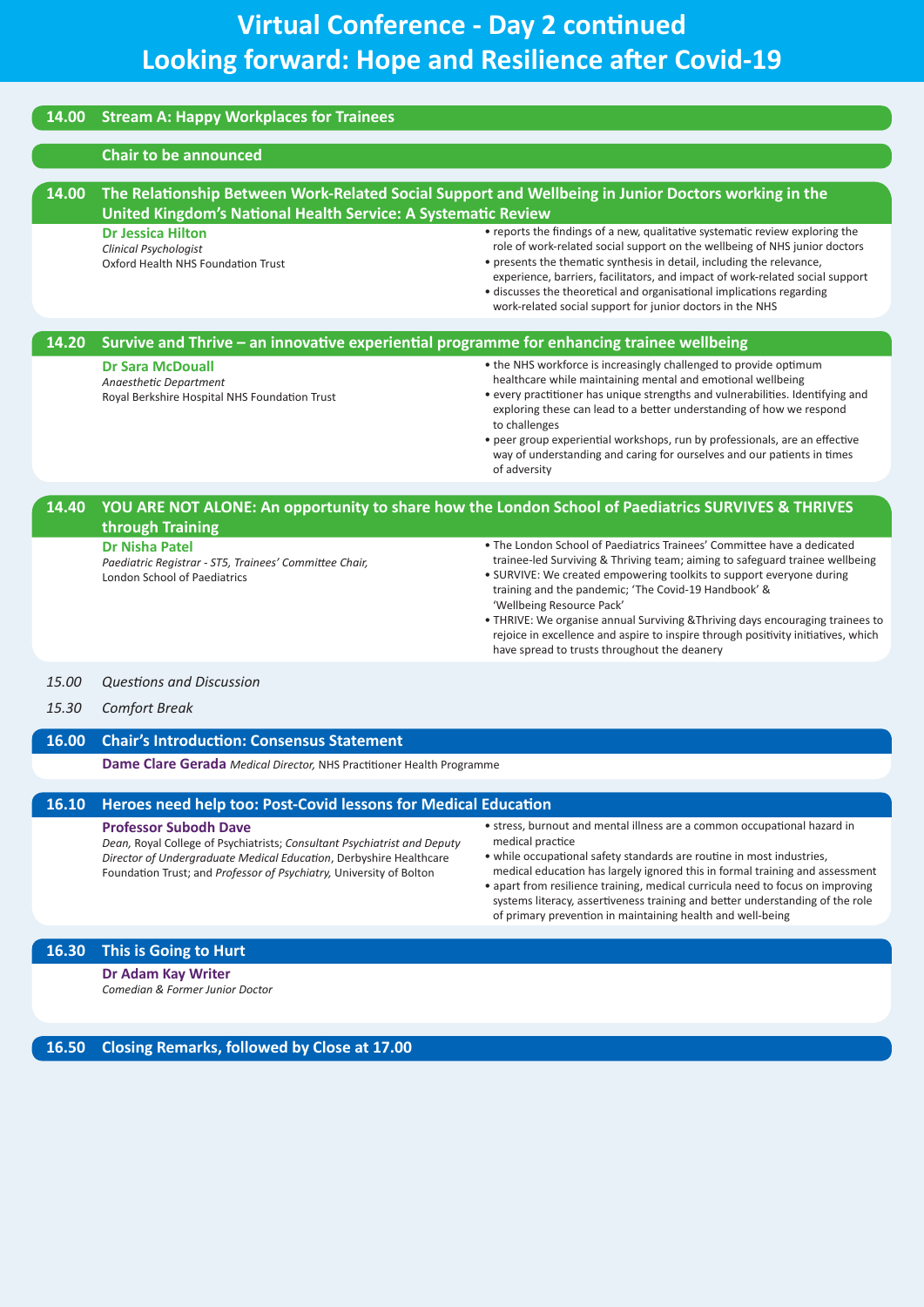# Virtual Conference - Day 2 continued
# Looking forward: Hope and Resilience after Covid-19

## 14.00 Stream A: Happy Workplaces for Trainees

**Chair to be announced**

### 14.00 The Relationship Between Work-Related Social Support and Wellbeing in Junior Doctors working in the United Kingdom's National Health Service: A Systematic Review

**Dr Jessica Hilton**
*Clinical Psychologist*
Oxford Health NHS Foundation Trust

- reports the findings of a new, qualitative systematic review exploring the role of work-related social support on the wellbeing of NHS junior doctors
- presents the thematic synthesis in detail, including the relevance, experience, barriers, facilitators, and impact of work-related social support
- discusses the theoretical and organisational implications regarding work-related social support for junior doctors in the NHS

### 14.20 Survive and Thrive – an innovative experiential programme for enhancing trainee wellbeing

**Dr Sara McDouall**
*Anaesthetic Department*
Royal Berkshire Hospital NHS Foundation Trust

- the NHS workforce is increasingly challenged to provide optimum healthcare while maintaining mental and emotional wellbeing
- every practitioner has unique strengths and vulnerabilities. Identifying and exploring these can lead to a better understanding of how we respond to challenges
- peer group experiential workshops, run by professionals, are an effective way of understanding and caring for ourselves and our patients in times of adversity

### 14.40 YOU ARE NOT ALONE: An opportunity to share how the London School of Paediatrics SURVIVES & THRIVES through Training

**Dr Nisha Patel**
*Paediatric Registrar - ST5, Trainees' Committee Chair,*
London School of Paediatrics

- The London School of Paediatrics Trainees' Committee have a dedicated trainee-led Surviving & Thriving team; aiming to safeguard trainee wellbeing
- SURVIVE: We created empowering toolkits to support everyone during training and the pandemic; 'The Covid-19 Handbook' & 'Wellbeing Resource Pack'
- THRIVE: We organise annual Surviving &Thriving days encouraging trainees to rejoice in excellence and aspire to inspire through positivity initiatives, which have spread to trusts throughout the deanery

*15.00 Questions and Discussion*

*15.30 Comfort Break*

## 16.00 Chair's Introduction: Consensus Statement

**Dame Clare Gerada** *Medical Director,* NHS Practitioner Health Programme

### 16.10 Heroes need help too: Post-Covid lessons for Medical Education

**Professor Subodh Dave**
*Dean,* Royal College of Psychiatrists; *Consultant Psychiatrist and Deputy Director of Undergraduate Medical Education*, Derbyshire Healthcare Foundation Trust; and *Professor of Psychiatry,* University of Bolton

- stress, burnout and mental illness are a common occupational hazard in medical practice
- while occupational safety standards are routine in most industries, medical education has largely ignored this in formal training and assessment
- apart from resilience training, medical curricula need to focus on improving systems literacy, assertiveness training and better understanding of the role of primary prevention in maintaining health and well-being

### 16.30 This is Going to Hurt

**Dr Adam Kay Writer**
*Comedian & Former Junior Doctor*

## 16.50 Closing Remarks, followed by Close at 17.00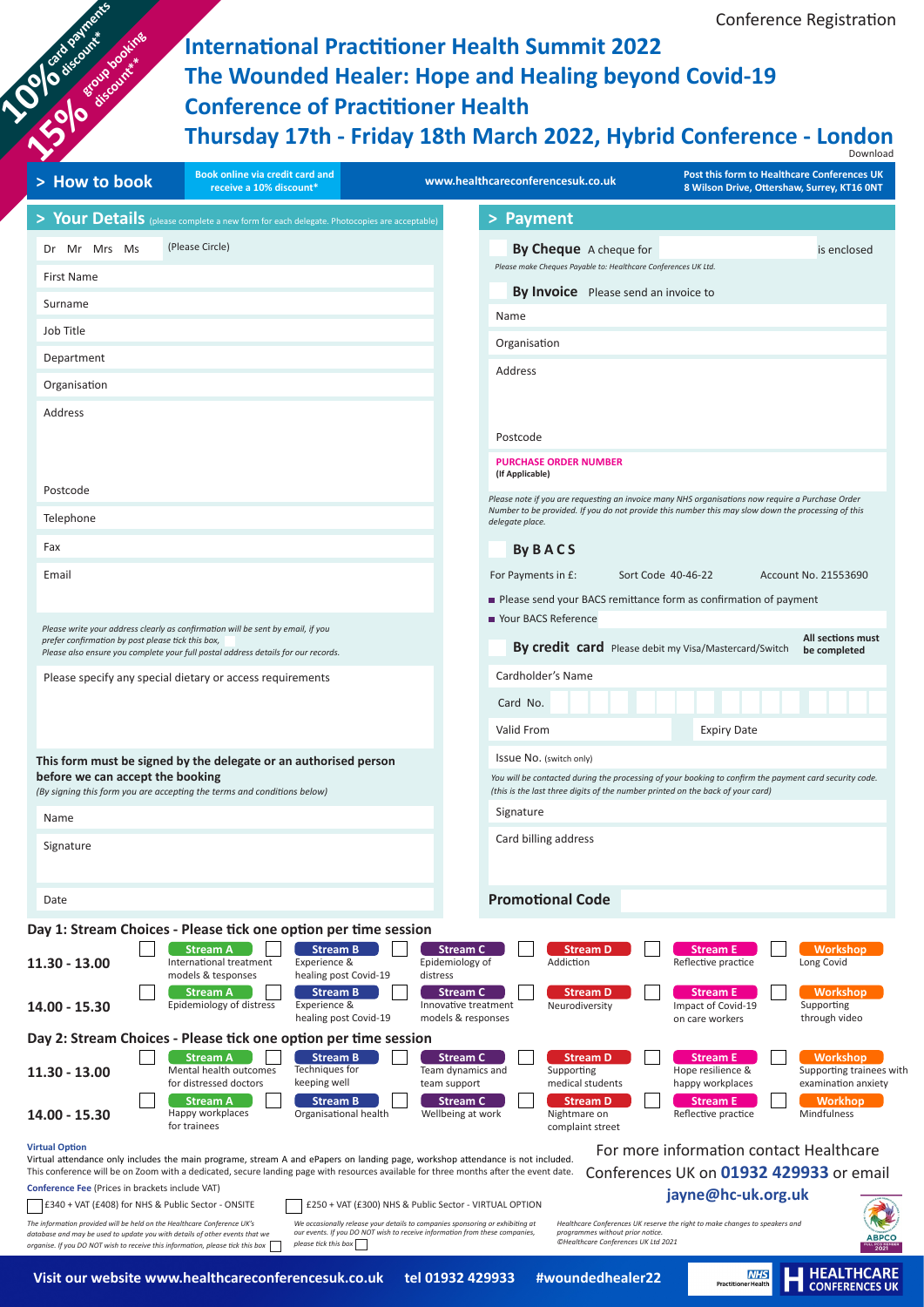Conference Registration

10% card payments discount*

15% group booking discount**

# International Practitioner Health Summit 2022
# The Wounded Healer: Hope and Healing beyond Covid-19
# Conference of Practitioner Health
# Thursday 17th - Friday 18th March 2022, Hybrid Conference - London

Download

## > How to book

**Book online via credit card and receive a 10% discount***

**www.healthcareconferencesuk.co.uk**

**Post this form to Healthcare Conferences UK 8 Wilson Drive, Ottershaw, Surrey, KT16 0NT**

## > Your Details (please complete a new form for each delegate. Photocopies are acceptable)

Dr Mr Mrs Ms (Please Circle)

First Name

Surname

Job Title

Department

Organisation

Address

Postcode

Telephone

Fax

Email

*Please write your address clearly as confirmation will be sent by email, if you prefer confirmation by post please tick this box, ☐*
*Please also ensure you complete your full postal address details for our records.*

Please specify any special dietary or access requirements

**This form must be signed by the delegate or an authorised person before we can accept the booking**
*(By signing this form you are accepting the terms and conditions below)*

Name

Signature

Date

## > Payment

☐ **By Cheque** A cheque for ______ is enclosed

*Please make Cheques Payable to: Healthcare Conferences UK Ltd.*

☐ **By Invoice** Please send an invoice to

Name

Organisation

Address

Postcode

**PURCHASE ORDER NUMBER**
**(If Applicable)**

*Please note if you are requesting an invoice many NHS organisations now require a Purchase Order Number to be provided. If you do not provide this number this may slow down the processing of this delegate place.*

☐ **By B A C S**

For Payments in £: Sort Code 40-46-22 Account No. 21553690

- Please send your BACS remittance form as confirmation of payment
- Your BACS Reference

☐ **By credit card** Please debit my Visa/Mastercard/Switch **All sections must be completed**

Cardholder's Name

Card No.

Valid From Expiry Date

Issue No. (switch only)

*You will be contacted during the processing of your booking to confirm the payment card security code. (this is the last three digits of the number printed on the back of your card)*

Signature

Card billing address

**Promotional Code**

## Day 1: Stream Choices - Please tick one option per time session

| Time | Stream A | Stream B | Stream C | Stream D | Stream E | Workshop |
|---|---|---|---|---|---|---|
| **11.30 - 13.00** | ☐ International treatment models & tesponses | ☐ Experience & healing post Covid-19 | ☐ Epidemiology of distress | ☐ Addiction | ☐ Reflective practice | ☐ Long Covid |
| **14.00 - 15.30** | ☐ Epidemiology of distress | ☐ Experience & healing post Covid-19 | ☐ Innovative treatment models & responses | ☐ Neurodiversity | ☐ Impact of Covid-19 on care workers | ☐ Supporting trainees through video |

## Day 2: Stream Choices - Please tick one option per time session

| Time | Stream A | Stream B | Stream C | Stream D | Stream E | Workshop |
|---|---|---|---|---|---|---|
| **11.30 - 13.00** | ☐ Mental health outcomes for distressed doctors | ☐ Techniques for keeping well | ☐ Team dynamics and team support | ☐ Supporting medical students | ☐ Hope resilience & happy workplaces | ☐ Supporting trainees with examination anxiety |
| **14.00 - 15.30** | ☐ Happy workplaces for trainees | ☐ Organisational health | ☐ Wellbeing at work | ☐ Nightmare on complaint street | ☐ Reflective practice | ☐ Mindfulness |

**Virtual Option**
Virtual attendance only includes the main programe, stream A and ePapers on landing page, workshop attendance is not included. This conference will be on Zoom with a dedicated, secure landing page with resources available for three months after the event date.

**Conference Fee** (Prices in brackets include VAT)

☐ £340 + VAT (£408) for NHS & Public Sector - ONSITE

☐ £250 + VAT (£300) NHS & Public Sector - VIRTUAL OPTION

*The information provided will be held on the Healthcare Conference UK's database and may be used to update you with details of other events that we organise. If you DO NOT wish to receive this information, please tick this box* ☐

*We occasionally release your details to companies sponsoring or exhibiting at our events. If you DO NOT wish to receive information from these companies, please tick this box* ☐

*Healthcare Conferences UK reserve the right to make changes to speakers and programmes without prior notice.*
*©Healthcare Conferences UK Ltd 2021*

For more information contact Healthcare Conferences UK on **01932 429933** or email **jayne@hc-uk.org.uk**

**Visit our website www.healthcareconferencesuk.co.uk tel 01932 429933 #woundedhealer22**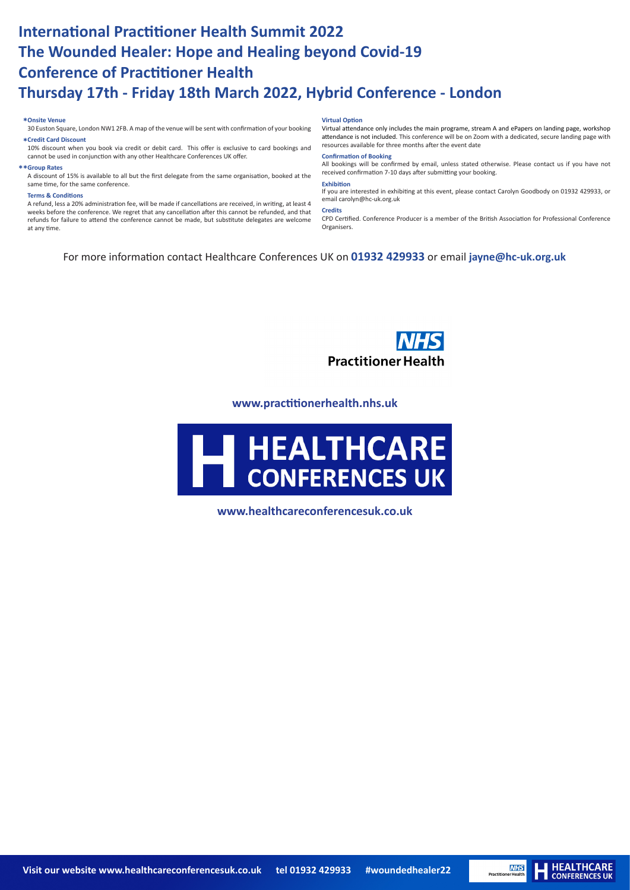# International Practitioner Health Summit 2022
# The Wounded Healer: Hope and Healing beyond Covid-19
# Conference of Practitioner Health
# Thursday 17th - Friday 18th March 2022, Hybrid Conference - London

**\*Onsite Venue**
30 Euston Square, London NW1 2FB. A map of the venue will be sent with confirmation of your booking

**\*Credit Card Discount**
10% discount when you book via credit or debit card. This offer is exclusive to card bookings and cannot be used in conjunction with any other Healthcare Conferences UK offer.

**\*\*Group Rates**
A discount of 15% is available to all but the first delegate from the same organisation, booked at the same time, for the same conference.

**Terms & Conditions**
A refund, less a 20% administration fee, will be made if cancellations are received, in writing, at least 4 weeks before the conference. We regret that any cancellation after this cannot be refunded, and that refunds for failure to attend the conference cannot be made, but substitute delegates are welcome at any time.

**Virtual Option**
Virtual attendance only includes the main programe, stream A and ePapers on landing page, workshop attendance is not included. This conference will be on Zoom with a dedicated, secure landing page with resources available for three months after the event date

**Confirmation of Booking**
All bookings will be confirmed by email, unless stated otherwise. Please contact us if you have not received confirmation 7-10 days after submitting your booking.

**Exhibition**
If you are interested in exhibiting at this event, please contact Carolyn Goodbody on 01932 429933, or email carolyn@hc-uk.org.uk

**Credits**
CPD Certified. Conference Producer is a member of the British Association for Professional Conference Organisers.

For more information contact Healthcare Conferences UK on **01932 429933** or email **jayne@hc-uk.org.uk**

NHS Practitioner Health

**www.practitionerhealth.nhs.uk**

HEALTHCARE CONFERENCES UK

**www.healthcareconferencesuk.co.uk**

**Visit our website www.healthcareconferencesuk.co.uk tel 01932 429933 #woundedhealer22**